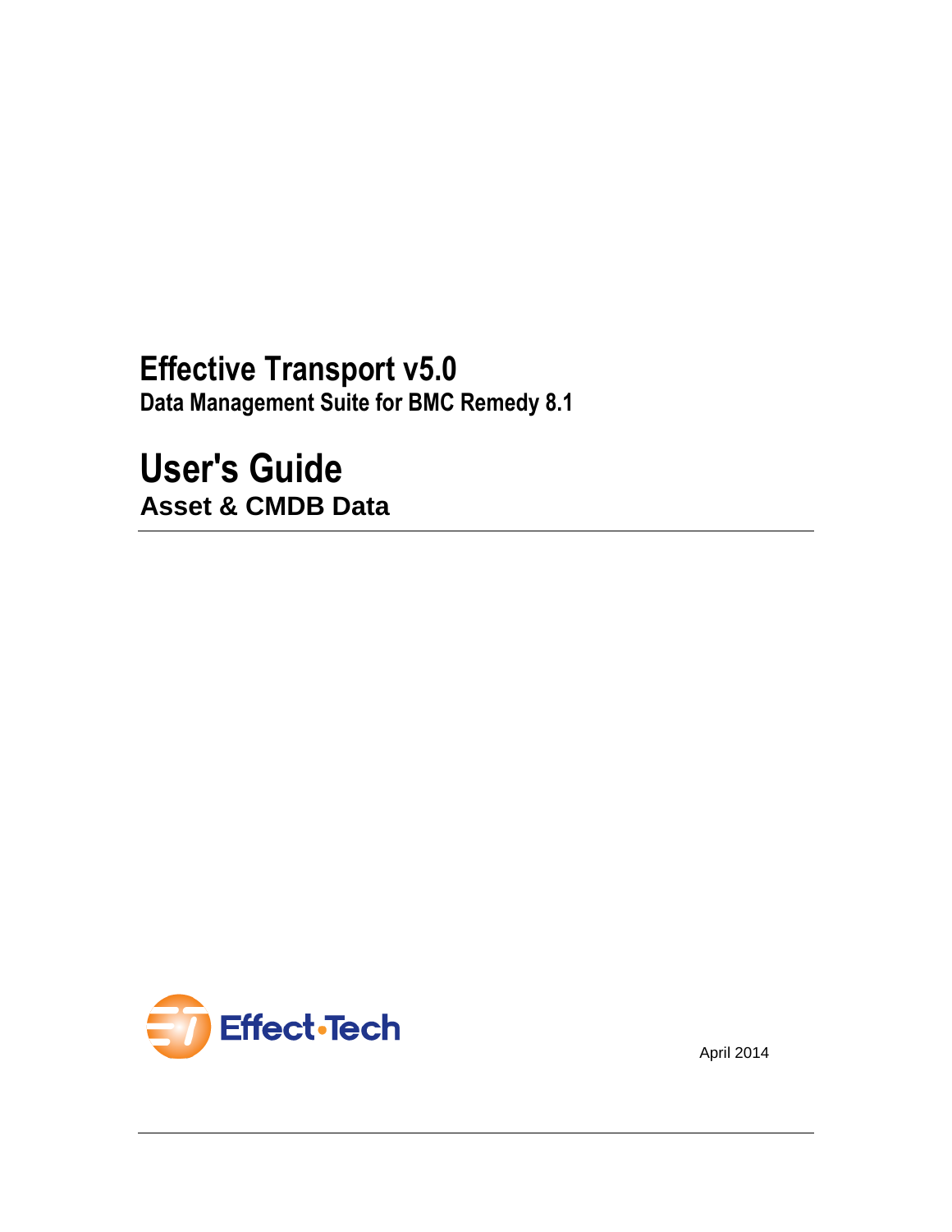# Effective Transport v5.0

**Data Management Suite for BMC Remedy 8.1**

# User's Guide

## Asset & CMDB Data

Effect·Tech

April 2014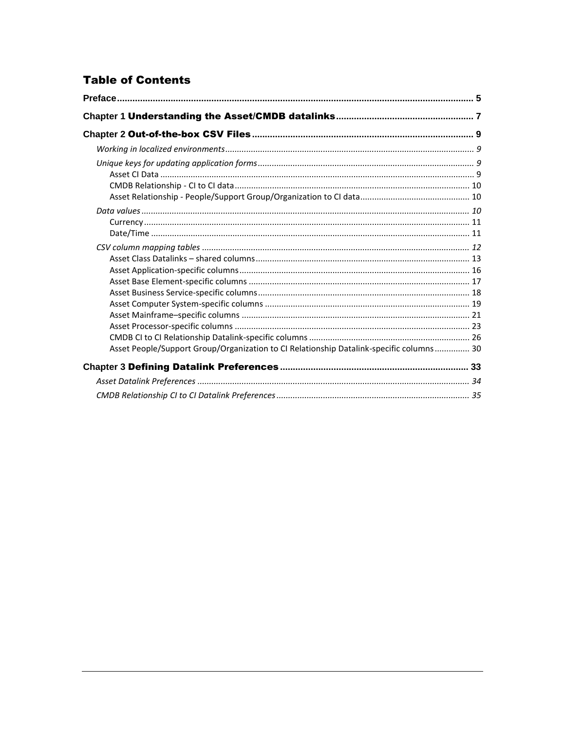## Table of Contents

**Preface** ..... 5

**Chapter 1 Understanding the Asset/CMDB datalinks** ..... 7

**Chapter 2 Out-of-the-box CSV Files** ..... 9

*Working in localized environments* ..... 9

*Unique keys for updating application forms* ..... 9

Asset CI Data ..... 9

CMDB Relationship - CI to CI data ..... 10

Asset Relationship - People/Support Group/Organization to CI data ..... 10

*Data values* ..... 10

Currency ..... 11

Date/Time ..... 11

*CSV column mapping tables* ..... 12

Asset Class Datalinks – shared columns ..... 13

Asset Application-specific columns ..... 16

Asset Base Element-specific columns ..... 17

Asset Business Service-specific columns ..... 18

Asset Computer System-specific columns ..... 19

Asset Mainframe–specific columns ..... 21

Asset Processor-specific columns ..... 23

CMDB CI to CI Relationship Datalink-specific columns ..... 26

Asset People/Support Group/Organization to CI Relationship Datalink-specific columns ..... 30

**Chapter 3 Defining Datalink Preferences** ..... 33

*Asset Datalink Preferences* ..... 34

*CMDB Relationship CI to CI Datalink Preferences* ..... 35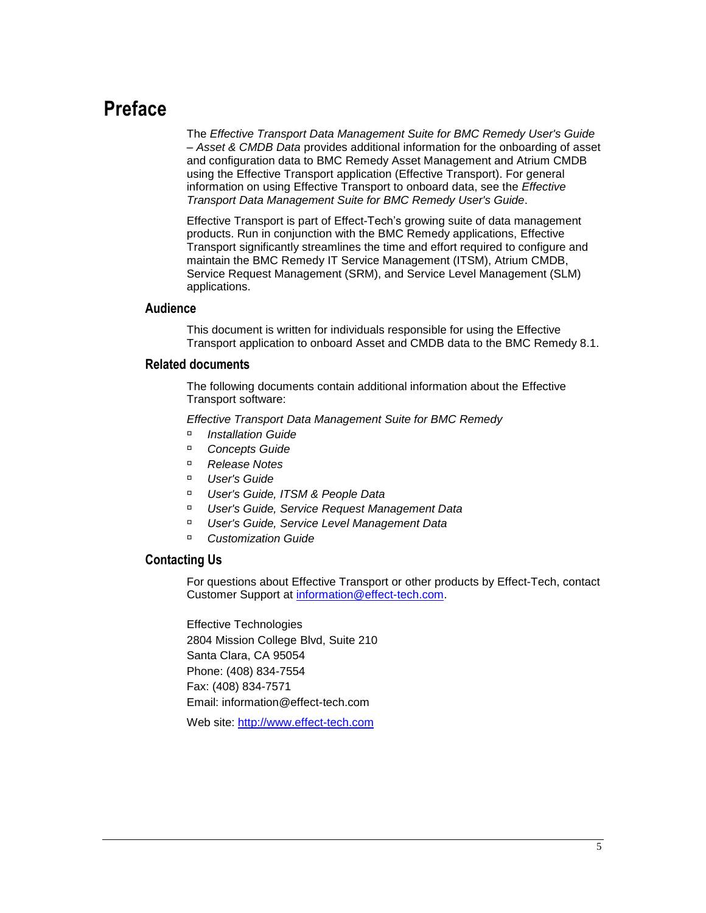# Preface

The *Effective Transport Data Management Suite for BMC Remedy User's Guide – Asset & CMDB Data* provides additional information for the onboarding of asset and configuration data to BMC Remedy Asset Management and Atrium CMDB using the Effective Transport application (Effective Transport). For general information on using Effective Transport to onboard data, see the *Effective Transport Data Management Suite for BMC Remedy User's Guide*.

Effective Transport is part of Effect-Tech's growing suite of data management products. Run in conjunction with the BMC Remedy applications, Effective Transport significantly streamlines the time and effort required to configure and maintain the BMC Remedy IT Service Management (ITSM), Atrium CMDB, Service Request Management (SRM), and Service Level Management (SLM) applications.

## Audience

This document is written for individuals responsible for using the Effective Transport application to onboard Asset and CMDB data to the BMC Remedy 8.1.

## Related documents

The following documents contain additional information about the Effective Transport software:

*Effective Transport Data Management Suite for BMC Remedy*

- *Installation Guide*
- *Concepts Guide*
- *Release Notes*
- *User's Guide*
- *User's Guide, ITSM & People Data*
- *User's Guide, Service Request Management Data*
- *User's Guide, Service Level Management Data*
- *Customization Guide*

## Contacting Us

For questions about Effective Transport or other products by Effect-Tech, contact Customer Support at information@effect-tech.com.

Effective Technologies
2804 Mission College Blvd, Suite 210
Santa Clara, CA 95054
Phone: (408) 834-7554
Fax: (408) 834-7571
Email: information@effect-tech.com

Web site: http://www.effect-tech.com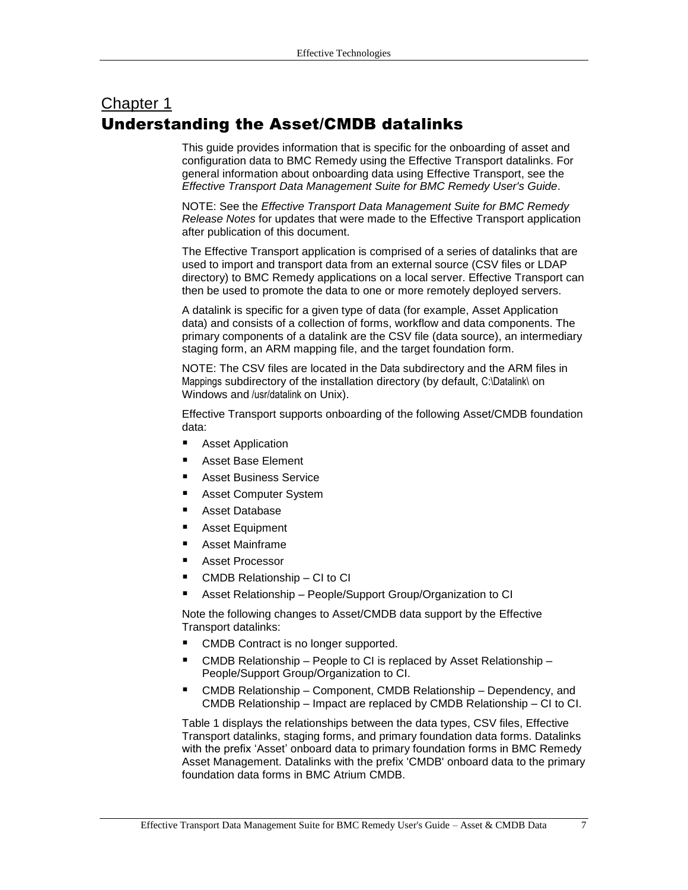# Chapter 1
# Understanding the Asset/CMDB datalinks

This guide provides information that is specific for the onboarding of asset and configuration data to BMC Remedy using the Effective Transport datalinks. For general information about onboarding data using Effective Transport, see the *Effective Transport Data Management Suite for BMC Remedy User's Guide*.

NOTE: See the *Effective Transport Data Management Suite for BMC Remedy Release Notes* for updates that were made to the Effective Transport application after publication of this document.

The Effective Transport application is comprised of a series of datalinks that are used to import and transport data from an external source (CSV files or LDAP directory) to BMC Remedy applications on a local server. Effective Transport can then be used to promote the data to one or more remotely deployed servers.

A datalink is specific for a given type of data (for example, Asset Application data) and consists of a collection of forms, workflow and data components. The primary components of a datalink are the CSV file (data source), an intermediary staging form, an ARM mapping file, and the target foundation form.

NOTE: The CSV files are located in the Data subdirectory and the ARM files in Mappings subdirectory of the installation directory (by default, C:\Datalink\ on Windows and /usr/datalink on Unix).

Effective Transport supports onboarding of the following Asset/CMDB foundation data:

- Asset Application
- Asset Base Element
- Asset Business Service
- Asset Computer System
- Asset Database
- Asset Equipment
- Asset Mainframe
- Asset Processor
- CMDB Relationship – CI to CI
- Asset Relationship – People/Support Group/Organization to CI

Note the following changes to Asset/CMDB data support by the Effective Transport datalinks:

- CMDB Contract is no longer supported.
- CMDB Relationship – People to CI is replaced by Asset Relationship – People/Support Group/Organization to CI.
- CMDB Relationship – Component, CMDB Relationship – Dependency, and CMDB Relationship – Impact are replaced by CMDB Relationship – CI to CI.

Table 1 displays the relationships between the data types, CSV files, Effective Transport datalinks, staging forms, and primary foundation data forms. Datalinks with the prefix 'Asset' onboard data to primary foundation forms in BMC Remedy Asset Management. Datalinks with the prefix 'CMDB' onboard data to the primary foundation data forms in BMC Atrium CMDB.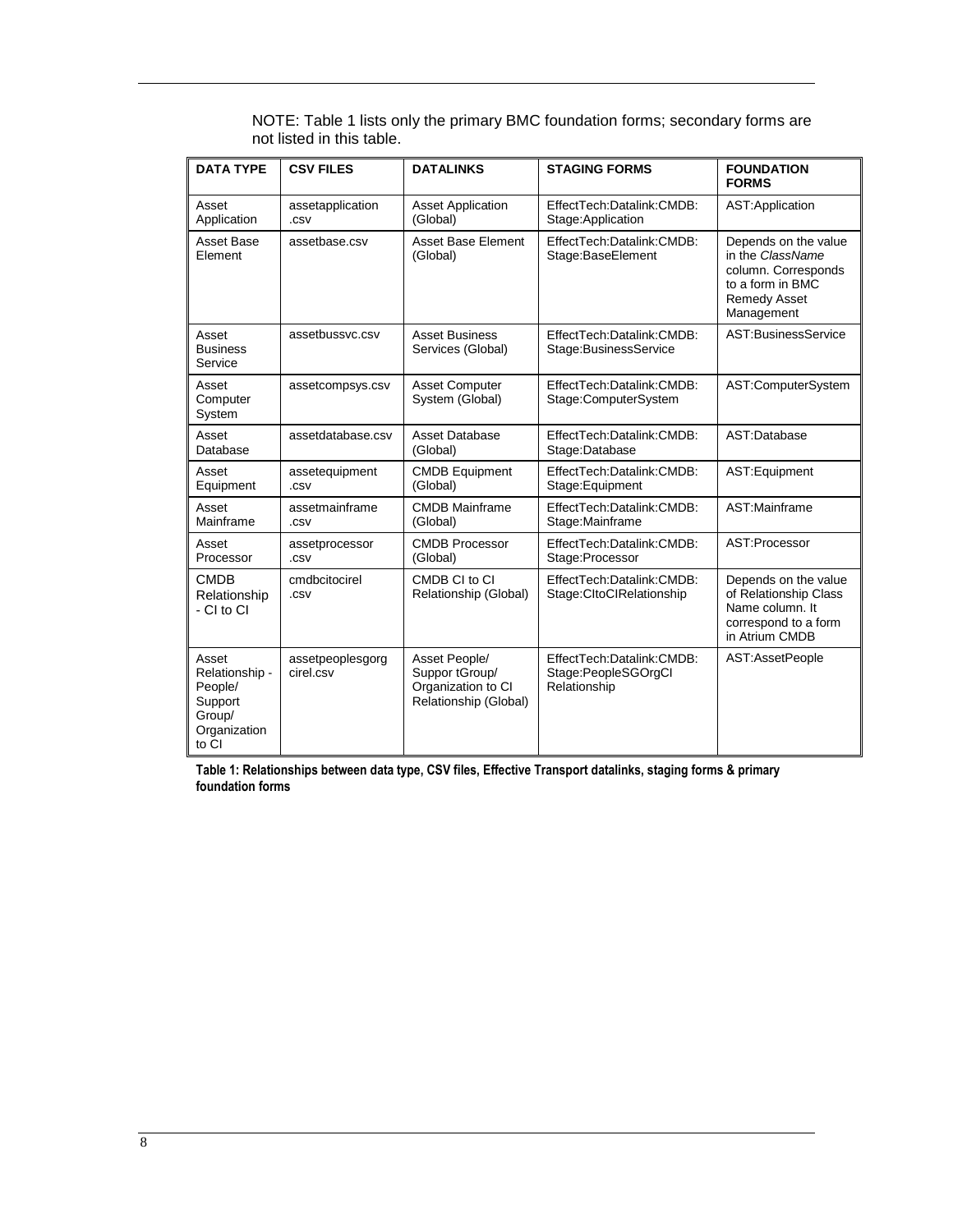NOTE: Table 1 lists only the primary BMC foundation forms; secondary forms are not listed in this table.

| DATA TYPE | CSV FILES | DATALINKS | STAGING FORMS | FOUNDATION FORMS |
|---|---|---|---|---|
| Asset Application | assetapplication .csv | Asset Application (Global) | EffectTech:Datalink:CMDB: Stage:Application | AST:Application |
| Asset Base Element | assetbase.csv | Asset Base Element (Global) | EffectTech:Datalink:CMDB: Stage:BaseElement | Depends on the value in the *ClassName* column. Corresponds to a form in BMC Remedy Asset Management |
| Asset Business Service | assetbussvc.csv | Asset Business Services (Global) | EffectTech:Datalink:CMDB: Stage:BusinessService | AST:BusinessService |
| Asset Computer System | assetcompsys.csv | Asset Computer System (Global) | EffectTech:Datalink:CMDB: Stage:ComputerSystem | AST:ComputerSystem |
| Asset Database | assetdatabase.csv | Asset Database (Global) | EffectTech:Datalink:CMDB: Stage:Database | AST:Database |
| Asset Equipment | assetequipment .csv | CMDB Equipment (Global) | EffectTech:Datalink:CMDB: Stage:Equipment | AST:Equipment |
| Asset Mainframe | assetmainframe .csv | CMDB Mainframe (Global) | EffectTech:Datalink:CMDB: Stage:Mainframe | AST:Mainframe |
| Asset Processor | assetprocessor .csv | CMDB Processor (Global) | EffectTech:Datalink:CMDB: Stage:Processor | AST:Processor |
| CMDB Relationship - CI to CI | cmdbcitocirel .csv | CMDB CI to CI Relationship (Global) | EffectTech:Datalink:CMDB: Stage:CItoCIRelationship | Depends on the value of Relationship Class Name column. It correspond to a form in Atrium CMDB |
| Asset Relationship - People/ Support Group/ Organization to CI | assetpeoplesgorg cirel.csv | Asset People/ Suppor tGroup/ Organization to CI Relationship (Global) | EffectTech:Datalink:CMDB: Stage:PeopleSGOrgCI Relationship | AST:AssetPeople |

**Table 1: Relationships between data type, CSV files, Effective Transport datalinks, staging forms & primary foundation forms**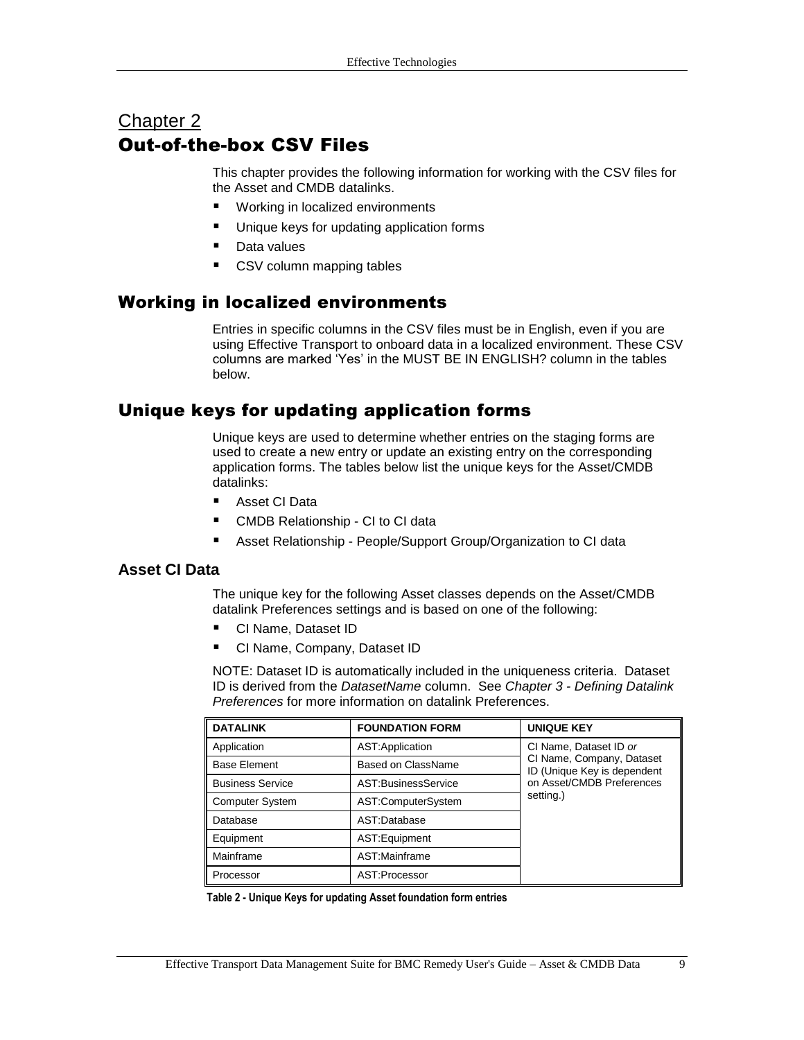# Chapter 2
# Out-of-the-box CSV Files

This chapter provides the following information for working with the CSV files for the Asset and CMDB datalinks.

- Working in localized environments
- Unique keys for updating application forms
- Data values
- CSV column mapping tables

## Working in localized environments

Entries in specific columns in the CSV files must be in English, even if you are using Effective Transport to onboard data in a localized environment. These CSV columns are marked 'Yes' in the MUST BE IN ENGLISH? column in the tables below.

## Unique keys for updating application forms

Unique keys are used to determine whether entries on the staging forms are used to create a new entry or update an existing entry on the corresponding application forms. The tables below list the unique keys for the Asset/CMDB datalinks:

- Asset CI Data
- CMDB Relationship - CI to CI data
- Asset Relationship - People/Support Group/Organization to CI data

### Asset CI Data

The unique key for the following Asset classes depends on the Asset/CMDB datalink Preferences settings and is based on one of the following:

- CI Name, Dataset ID
- CI Name, Company, Dataset ID

NOTE: Dataset ID is automatically included in the uniqueness criteria. Dataset ID is derived from the *DatasetName* column. See *Chapter 3 - Defining Datalink Preferences* for more information on datalink Preferences.

| DATALINK | FOUNDATION FORM | UNIQUE KEY |
|---|---|---|
| Application | AST:Application | CI Name, Dataset ID *or* CI Name, Company, Dataset ID (Unique Key is dependent on Asset/CMDB Preferences setting.) |
| Base Element | Based on ClassName | |
| Business Service | AST:BusinessService | |
| Computer System | AST:ComputerSystem | |
| Database | AST:Database | |
| Equipment | AST:Equipment | |
| Mainframe | AST:Mainframe | |
| Processor | AST:Processor | |

**Table 2 - Unique Keys for updating Asset foundation form entries**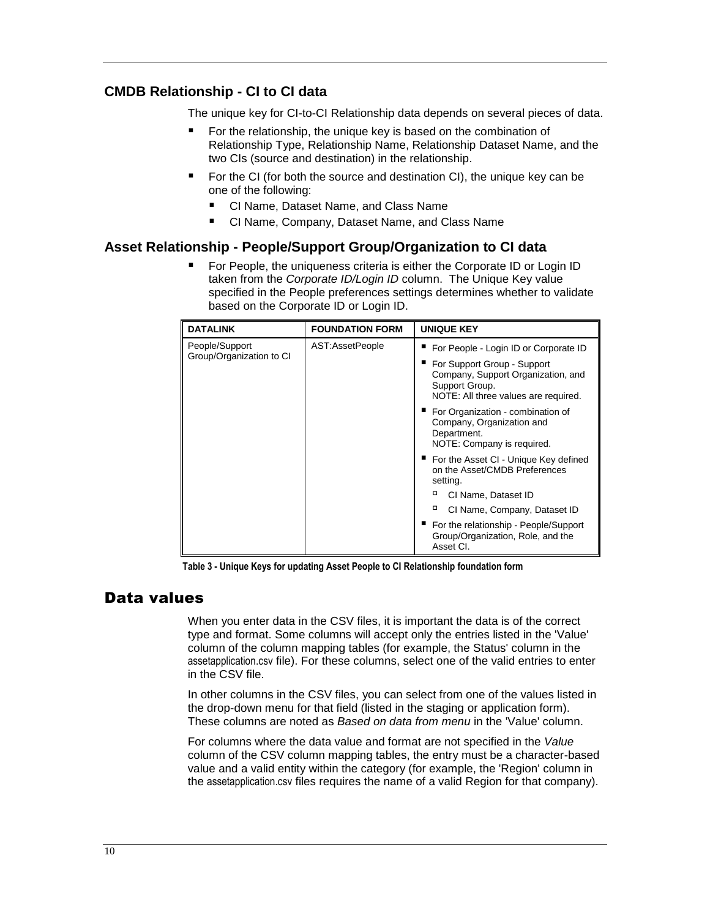### CMDB Relationship - CI to CI data

The unique key for CI-to-CI Relationship data depends on several pieces of data.

- For the relationship, the unique key is based on the combination of Relationship Type, Relationship Name, Relationship Dataset Name, and the two CIs (source and destination) in the relationship.
- For the CI (for both the source and destination CI), the unique key can be one of the following:
  - CI Name, Dataset Name, and Class Name
  - CI Name, Company, Dataset Name, and Class Name

### Asset Relationship - People/Support Group/Organization to CI data

- For People, the uniqueness criteria is either the Corporate ID or Login ID taken from the *Corporate ID/Login ID* column. The Unique Key value specified in the People preferences settings determines whether to validate based on the Corporate ID or Login ID.

| DATALINK | FOUNDATION FORM | UNIQUE KEY |
|---|---|---|
| People/Support Group/Organization to CI | AST:AssetPeople | ■ For People - Login ID or Corporate ID<br>■ For Support Group - Support Company, Support Organization, and Support Group. NOTE: All three values are required.<br>■ For Organization - combination of Company, Organization and Department. NOTE: Company is required.<br>■ For the Asset CI - Unique Key defined on the Asset/CMDB Preferences setting.<br>□ CI Name, Dataset ID<br>□ CI Name, Company, Dataset ID<br>■ For the relationship - People/Support Group/Organization, Role, and the Asset CI. |

**Table 3 - Unique Keys for updating Asset People to CI Relationship foundation form**

## Data values

When you enter data in the CSV files, it is important the data is of the correct type and format. Some columns will accept only the entries listed in the 'Value' column of the column mapping tables (for example, the Status' column in the assetapplication.csv file). For these columns, select one of the valid entries to enter in the CSV file.

In other columns in the CSV files, you can select from one of the values listed in the drop-down menu for that field (listed in the staging or application form). These columns are noted as *Based on data from menu* in the 'Value' column.

For columns where the data value and format are not specified in the *Value* column of the CSV column mapping tables, the entry must be a character-based value and a valid entity within the category (for example, the 'Region' column in the assetapplication.csv files requires the name of a valid Region for that company).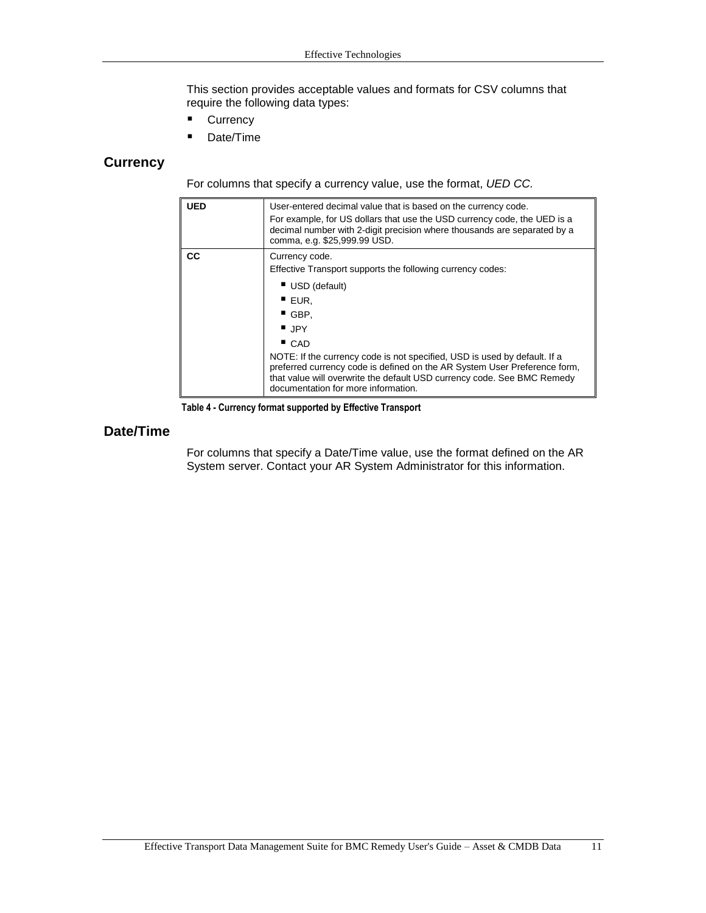This section provides acceptable values and formats for CSV columns that require the following data types:

- Currency
- Date/Time

## Currency

For columns that specify a currency value, use the format, *UED CC.*

| | |
|---|---|
| **UED** | User-entered decimal value that is based on the currency code.<br>For example, for US dollars that use the USD currency code, the UED is a decimal number with 2-digit precision where thousands are separated by a comma, e.g. $25,999.99 USD. |
| **CC** | Currency code.<br>Effective Transport supports the following currency codes:<br>▪ USD (default)<br>▪ EUR,<br>▪ GBP,<br>▪ JPY<br>▪ CAD<br>NOTE: If the currency code is not specified, USD is used by default. If a preferred currency code is defined on the AR System User Preference form, that value will overwrite the default USD currency code. See BMC Remedy documentation for more information. |

**Table 4 - Currency format supported by Effective Transport**

## Date/Time

For columns that specify a Date/Time value, use the format defined on the AR System server. Contact your AR System Administrator for this information.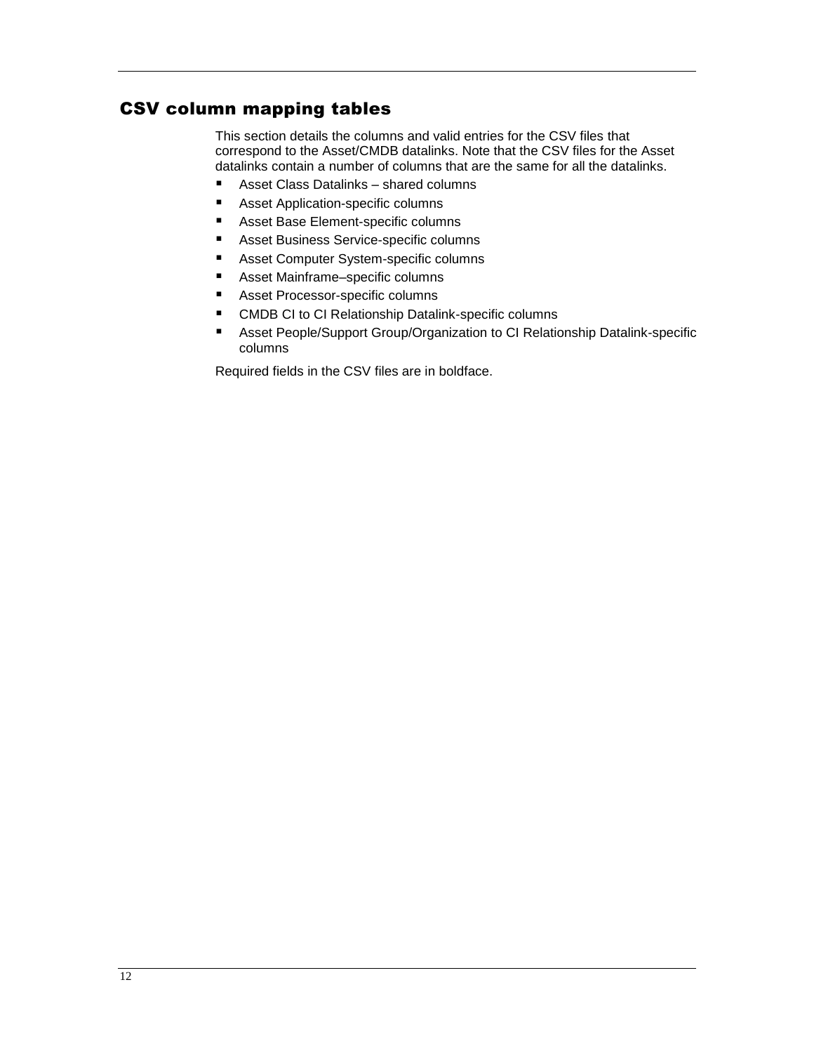## CSV column mapping tables

This section details the columns and valid entries for the CSV files that correspond to the Asset/CMDB datalinks. Note that the CSV files for the Asset datalinks contain a number of columns that are the same for all the datalinks.

- Asset Class Datalinks – shared columns
- Asset Application-specific columns
- Asset Base Element-specific columns
- Asset Business Service-specific columns
- Asset Computer System-specific columns
- Asset Mainframe–specific columns
- Asset Processor-specific columns
- CMDB CI to CI Relationship Datalink-specific columns
- Asset People/Support Group/Organization to CI Relationship Datalink-specific columns

Required fields in the CSV files are in boldface.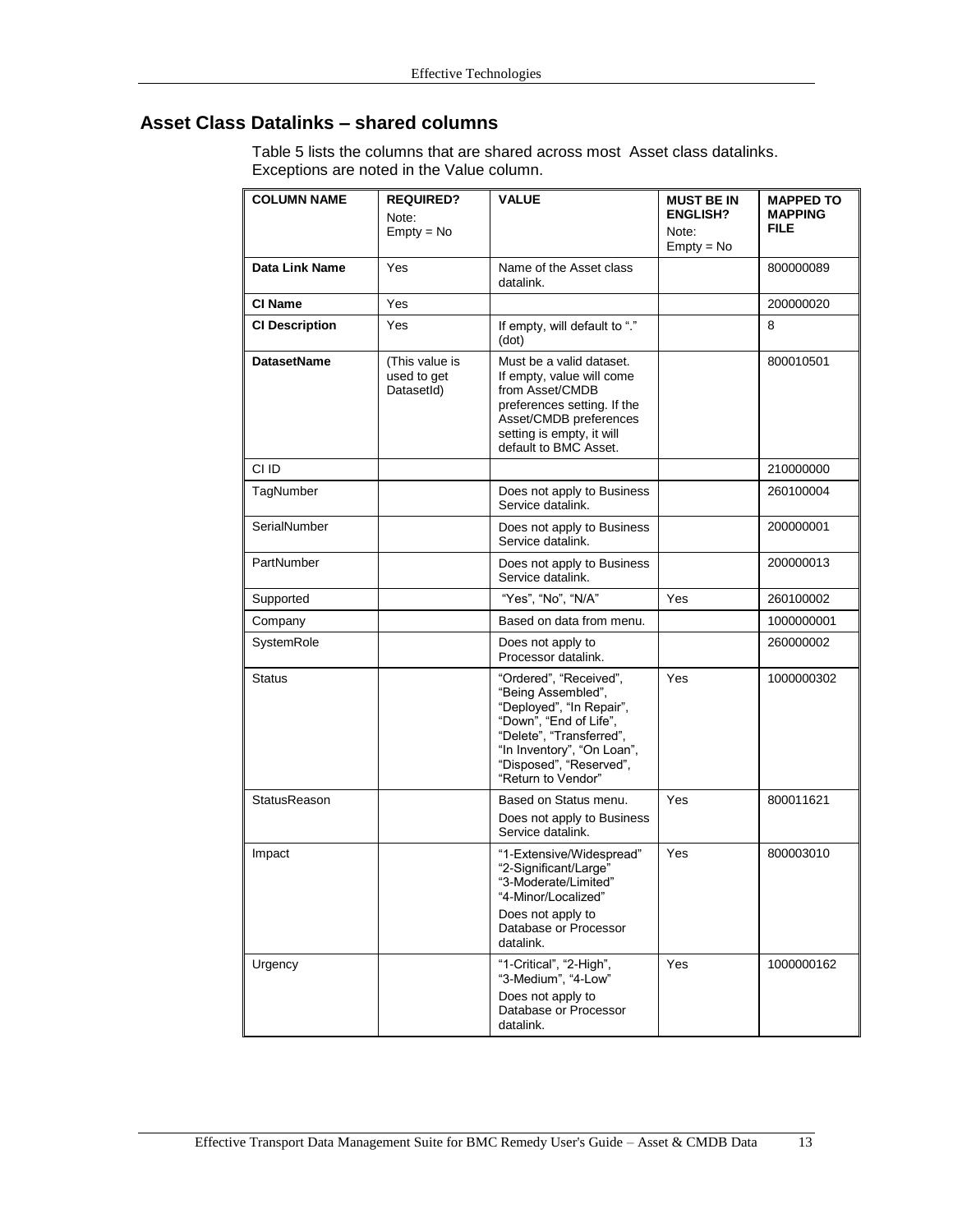## Asset Class Datalinks – shared columns

Table 5 lists the columns that are shared across most Asset class datalinks. Exceptions are noted in the Value column.

| COLUMN NAME | REQUIRED? Note: Empty = No | VALUE | MUST BE IN ENGLISH? Note: Empty = No | MAPPED TO MAPPING FILE |
|---|---|---|---|---|
| **Data Link Name** | Yes | Name of the Asset class datalink. | | 800000089 |
| **CI Name** | Yes | | | 200000020 |
| **CI Description** | Yes | If empty, will default to "." (dot) | | 8 |
| **DatasetName** | (This value is used to get DatasetId) | Must be a valid dataset. If empty, value will come from Asset/CMDB preferences setting. If the Asset/CMDB preferences setting is empty, it will default to BMC Asset. | | 800010501 |
| CI ID | | | | 210000000 |
| TagNumber | | Does not apply to Business Service datalink. | | 260100004 |
| SerialNumber | | Does not apply to Business Service datalink. | | 200000001 |
| PartNumber | | Does not apply to Business Service datalink. | | 200000013 |
| Supported | | "Yes", "No", "N/A" | Yes | 260100002 |
| Company | | Based on data from menu. | | 1000000001 |
| SystemRole | | Does not apply to Processor datalink. | | 260000002 |
| Status | | "Ordered", "Received", "Being Assembled", "Deployed", "In Repair", "Down", "End of Life", "Delete", "Transferred", "In Inventory", "On Loan", "Disposed", "Reserved", "Return to Vendor" | Yes | 1000000302 |
| StatusReason | | Based on Status menu. Does not apply to Business Service datalink. | Yes | 800011621 |
| Impact | | "1-Extensive/Widespread" "2-Significant/Large" "3-Moderate/Limited" "4-Minor/Localized" Does not apply to Database or Processor datalink. | Yes | 800003010 |
| Urgency | | "1-Critical", "2-High", "3-Medium", "4-Low" Does not apply to Database or Processor datalink. | Yes | 1000000162 |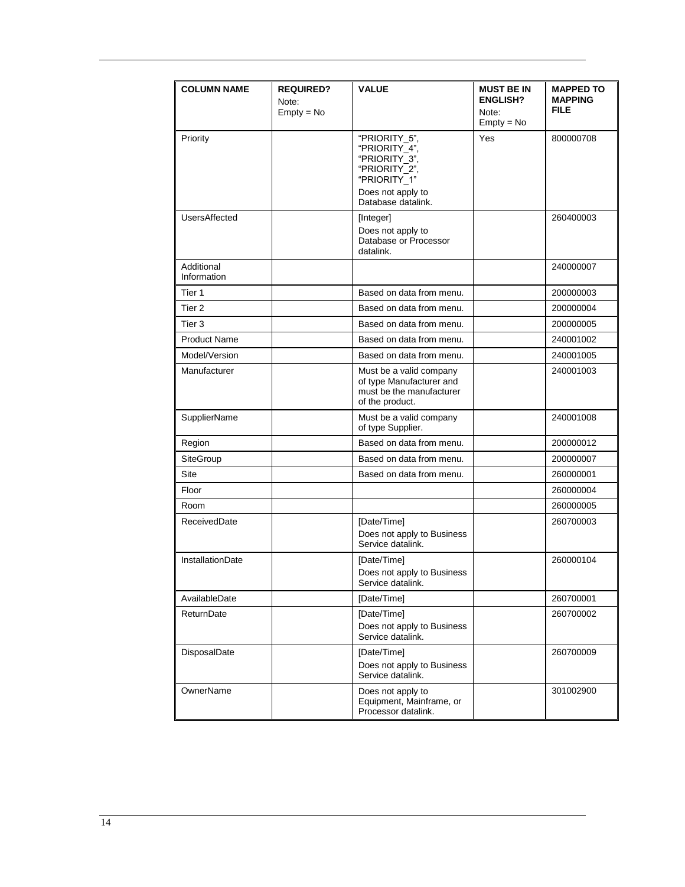| COLUMN NAME | REQUIRED? Note: Empty = No | VALUE | MUST BE IN ENGLISH? Note: Empty = No | MAPPED TO MAPPING FILE |
|---|---|---|---|---|
| Priority | | "PRIORITY_5", "PRIORITY_4", "PRIORITY_3", "PRIORITY_2", "PRIORITY_1" Does not apply to Database datalink. | Yes | 800000708 |
| UsersAffected | | [Integer] Does not apply to Database or Processor datalink. | | 260400003 |
| Additional Information | | | | 240000007 |
| Tier 1 | | Based on data from menu. | | 200000003 |
| Tier 2 | | Based on data from menu. | | 200000004 |
| Tier 3 | | Based on data from menu. | | 200000005 |
| Product Name | | Based on data from menu. | | 240001002 |
| Model/Version | | Based on data from menu. | | 240001005 |
| Manufacturer | | Must be a valid company of type Manufacturer and must be the manufacturer of the product. | | 240001003 |
| SupplierName | | Must be a valid company of type Supplier. | | 240001008 |
| Region | | Based on data from menu. | | 200000012 |
| SiteGroup | | Based on data from menu. | | 200000007 |
| Site | | Based on data from menu. | | 260000001 |
| Floor | | | | 260000004 |
| Room | | | | 260000005 |
| ReceivedDate | | [Date/Time] Does not apply to Business Service datalink. | | 260700003 |
| InstallationDate | | [Date/Time] Does not apply to Business Service datalink. | | 260000104 |
| AvailableDate | | [Date/Time] | | 260700001 |
| ReturnDate | | [Date/Time] Does not apply to Business Service datalink. | | 260700002 |
| DisposalDate | | [Date/Time] Does not apply to Business Service datalink. | | 260700009 |
| OwnerName | | Does not apply to Equipment, Mainframe, or Processor datalink. | | 301002900 |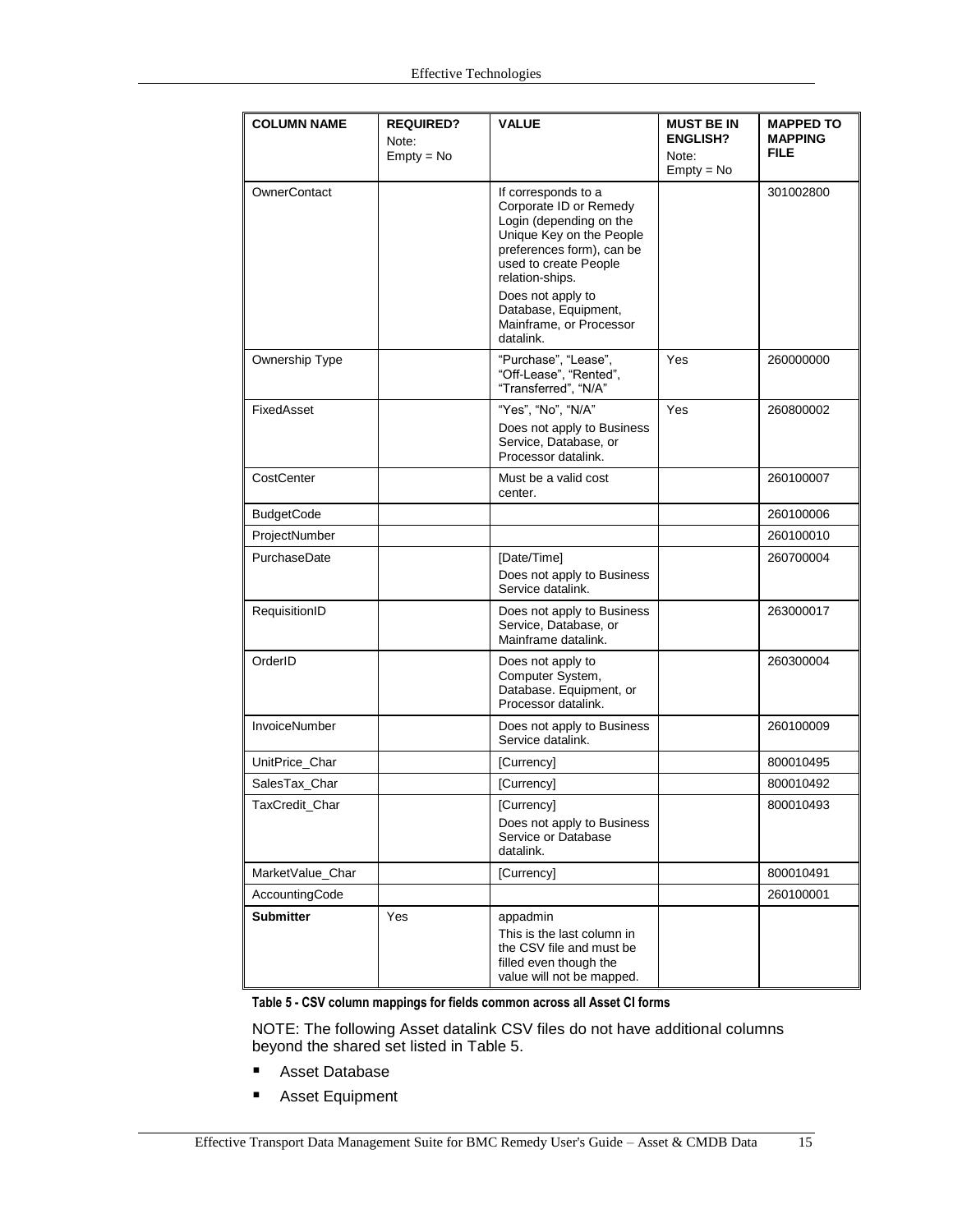| COLUMN NAME | REQUIRED? Note: Empty = No | VALUE | MUST BE IN ENGLISH? Note: Empty = No | MAPPED TO MAPPING FILE |
|---|---|---|---|---|
| OwnerContact | | If corresponds to a Corporate ID or Remedy Login (depending on the Unique Key on the People preferences form), can be used to create People relation-ships.<br>Does not apply to Database, Equipment, Mainframe, or Processor datalink. | | 301002800 |
| Ownership Type | | "Purchase", "Lease", "Off-Lease", "Rented", "Transferred", "N/A" | Yes | 260000000 |
| FixedAsset | | "Yes", "No", "N/A"<br>Does not apply to Business Service, Database, or Processor datalink. | Yes | 260800002 |
| CostCenter | | Must be a valid cost center. | | 260100007 |
| BudgetCode | | | | 260100006 |
| ProjectNumber | | | | 260100010 |
| PurchaseDate | | [Date/Time]<br>Does not apply to Business Service datalink. | | 260700004 |
| RequisitionID | | Does not apply to Business Service, Database, or Mainframe datalink. | | 263000017 |
| OrderID | | Does not apply to Computer System, Database. Equipment, or Processor datalink. | | 260300004 |
| InvoiceNumber | | Does not apply to Business Service datalink. | | 260100009 |
| UnitPrice_Char | | [Currency] | | 800010495 |
| SalesTax_Char | | [Currency] | | 800010492 |
| TaxCredit_Char | | [Currency]<br>Does not apply to Business Service or Database datalink. | | 800010493 |
| MarketValue_Char | | [Currency] | | 800010491 |
| AccountingCode | | | | 260100001 |
| **Submitter** | Yes | appadmin<br>This is the last column in the CSV file and must be filled even though the value will not be mapped. | | |

**Table 5 - CSV column mappings for fields common across all Asset CI forms**

NOTE: The following Asset datalink CSV files do not have additional columns beyond the shared set listed in Table 5.

- Asset Database
- Asset Equipment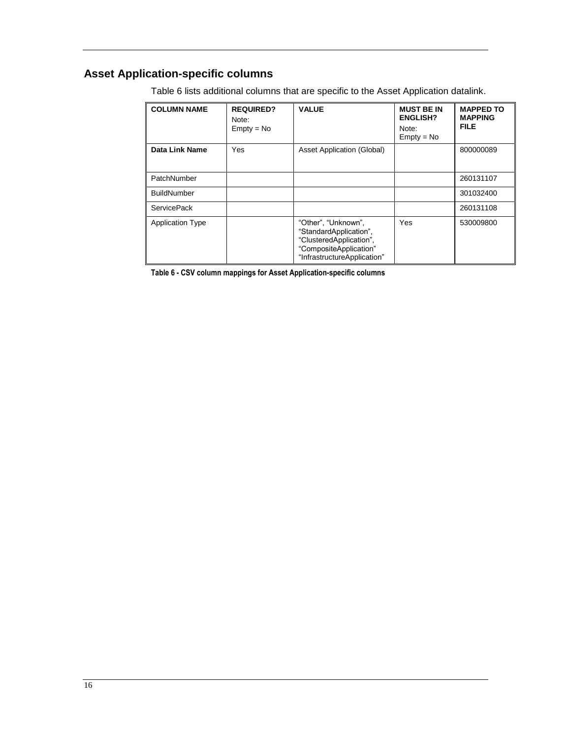## Asset Application-specific columns

Table 6 lists additional columns that are specific to the Asset Application datalink.

| COLUMN NAME | REQUIRED? Note: Empty = No | VALUE | MUST BE IN ENGLISH? Note: Empty = No | MAPPED TO MAPPING FILE |
|---|---|---|---|---|
| **Data Link Name** | Yes | Asset Application (Global) | | 800000089 |
| PatchNumber | | | | 260131107 |
| BuildNumber | | | | 301032400 |
| ServicePack | | | | 260131108 |
| Application Type | | “Other”, “Unknown”, “StandardApplication”, “ClusteredApplication”, “CompositeApplication” “InfrastructureApplication” | Yes | 530009800 |

**Table 6 - CSV column mappings for Asset Application-specific columns**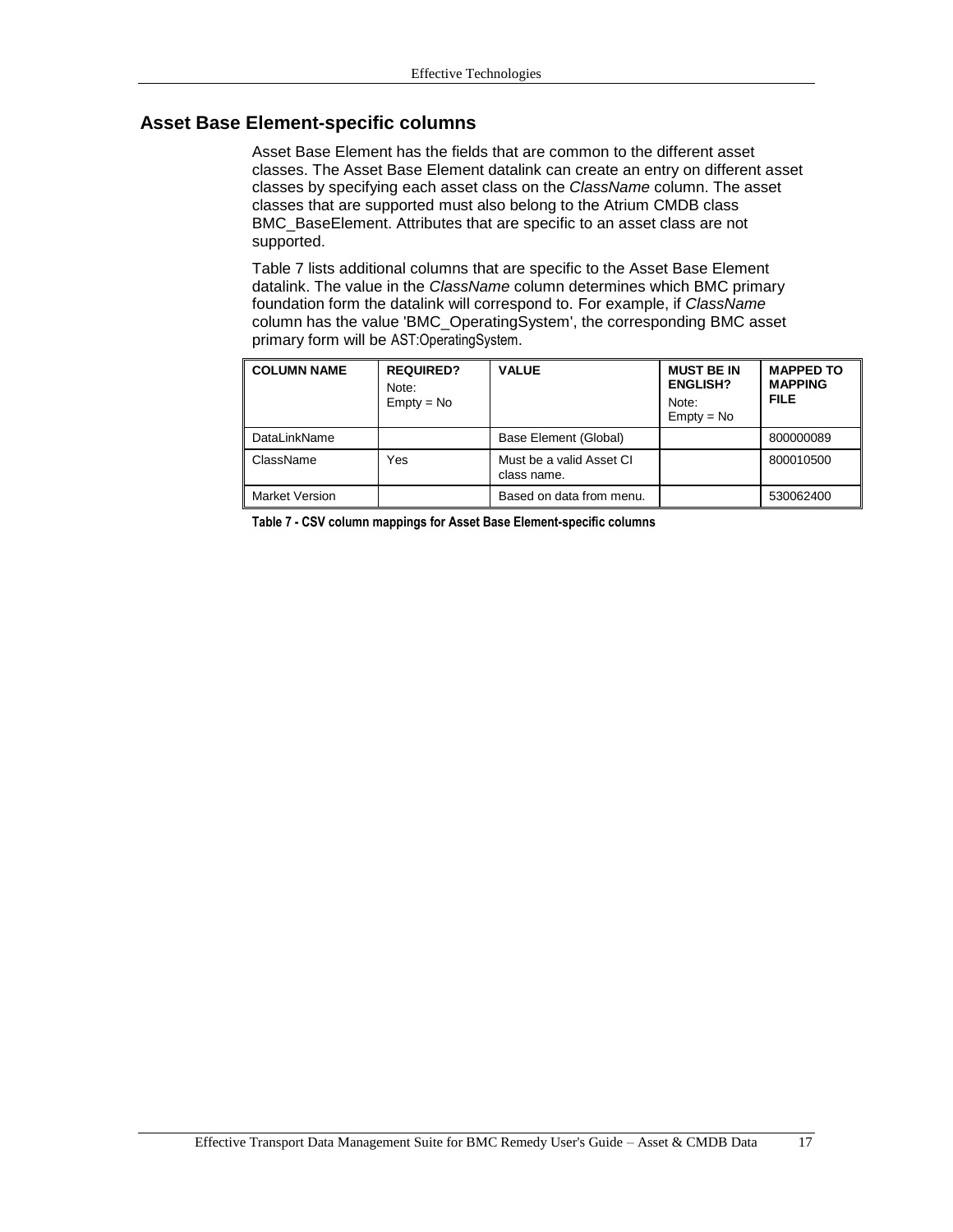## Asset Base Element-specific columns

Asset Base Element has the fields that are common to the different asset classes. The Asset Base Element datalink can create an entry on different asset classes by specifying each asset class on the *ClassName* column. The asset classes that are supported must also belong to the Atrium CMDB class BMC_BaseElement. Attributes that are specific to an asset class are not supported.

Table 7 lists additional columns that are specific to the Asset Base Element datalink. The value in the *ClassName* column determines which BMC primary foundation form the datalink will correspond to. For example, if *ClassName* column has the value 'BMC_OperatingSystem', the corresponding BMC asset primary form will be AST:OperatingSystem.

| **COLUMN NAME** | **REQUIRED?** Note: Empty = No | **VALUE** | **MUST BE IN ENGLISH?** Note: Empty = No | **MAPPED TO MAPPING FILE** |
|---|---|---|---|---|
| DataLinkName | | Base Element (Global) | | 800000089 |
| ClassName | Yes | Must be a valid Asset CI class name. | | 800010500 |
| Market Version | | Based on data from menu. | | 530062400 |

**Table 7 - CSV column mappings for Asset Base Element-specific columns**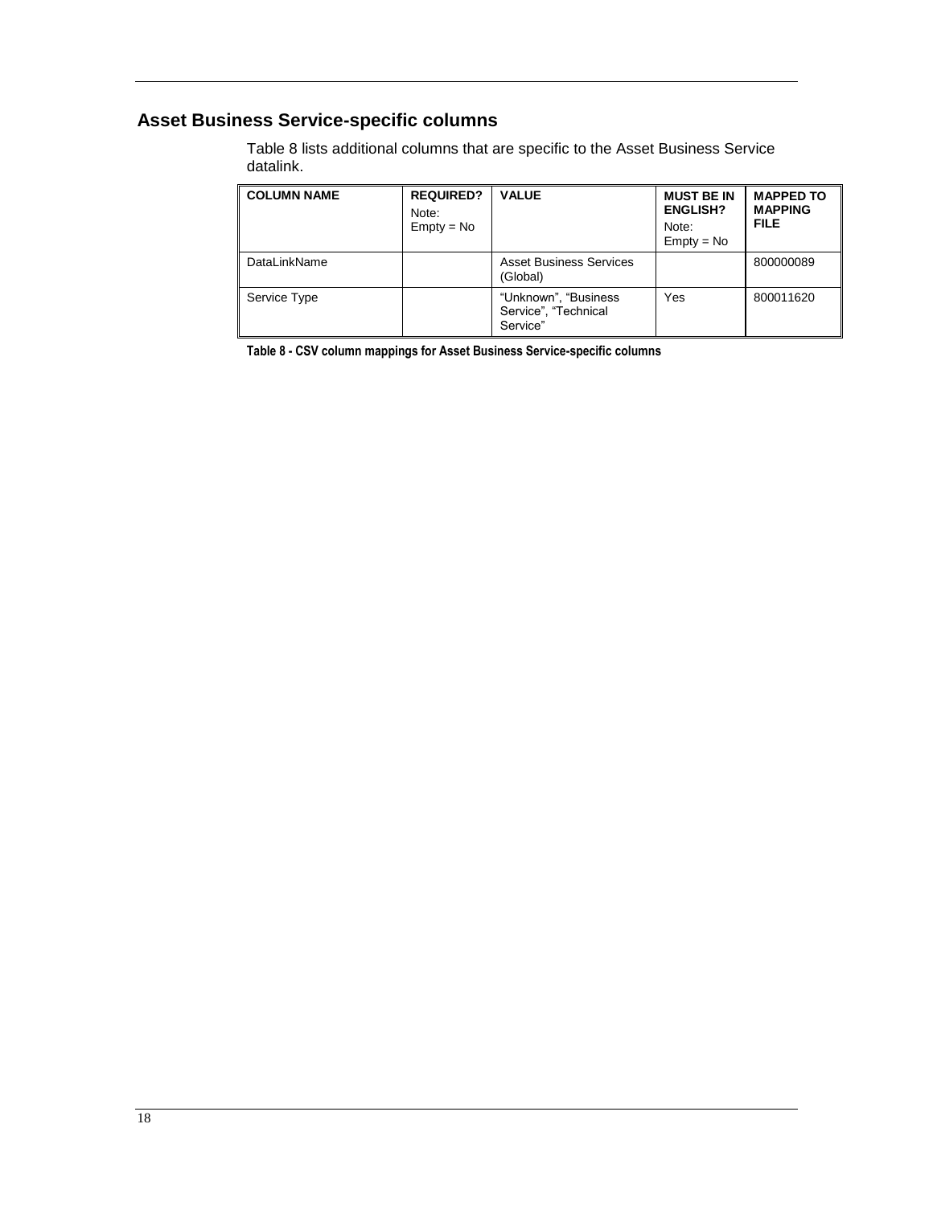## Asset Business Service-specific columns

Table 8 lists additional columns that are specific to the Asset Business Service datalink.

| COLUMN NAME | REQUIRED? Note: Empty = No | VALUE | MUST BE IN ENGLISH? Note: Empty = No | MAPPED TO MAPPING FILE |
|---|---|---|---|---|
| DataLinkName | | Asset Business Services (Global) | | 800000089 |
| Service Type | | “Unknown”, “Business Service”, “Technical Service” | Yes | 800011620 |

**Table 8 - CSV column mappings for Asset Business Service-specific columns**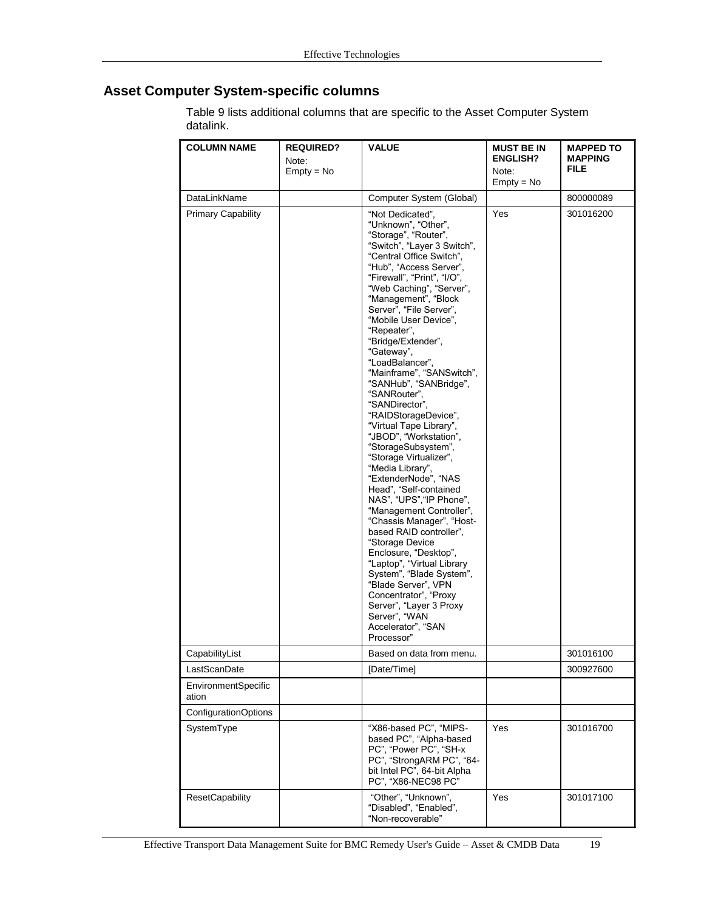## Asset Computer System-specific columns

Table 9 lists additional columns that are specific to the Asset Computer System datalink.

| COLUMN NAME | REQUIRED? Note: Empty = No | VALUE | MUST BE IN ENGLISH? Note: Empty = No | MAPPED TO MAPPING FILE |
|---|---|---|---|---|
| DataLinkName | | Computer System (Global) | | 800000089 |
| Primary Capability | | “Not Dedicated”, “Unknown”, “Other”, “Storage”, “Router”, “Switch”, “Layer 3 Switch”, “Central Office Switch”, “Hub”, “Access Server”, “Firewall”, “Print”, “I/O”, “Web Caching”, “Server”, “Management”, “Block Server”, “File Server”, “Mobile User Device”, “Repeater”, “Bridge/Extender”, “Gateway”, “LoadBalancer”, “Mainframe”, “SANSwitch”, “SANHub”, “SANBridge”, “SANRouter”, “SANDirector”, “RAIDStorageDevice”, “Virtual Tape Library”, “JBOD”, “Workstation”, “StorageSubsystem”, “Storage Virtualizer”, “Media Library”, “ExtenderNode”, “NAS Head”, “Self-contained NAS”, “UPS”,“IP Phone”, “Management Controller”, “Chassis Manager”, “Host-based RAID controller”, “Storage Device Enclosure, “Desktop”, “Laptop”, “Virtual Library System”, “Blade System”, “Blade Server”, VPN Concentrator”, “Proxy Server”, “Layer 3 Proxy Server”, “WAN Accelerator”, “SAN Processor” | Yes | 301016200 |
| CapabilityList | | Based on data from menu. | | 301016100 |
| LastScanDate | | [Date/Time] | | 300927600 |
| EnvironmentSpecification | | | | |
| ConfigurationOptions | | | | |
| SystemType | | “X86-based PC”, “MIPS-based PC”, “Alpha-based PC”, “Power PC”, “SH-x PC”, “StrongARM PC”, “64-bit Intel PC”, 64-bit Alpha PC”, “X86-NEC98 PC” | Yes | 301016700 |
| ResetCapability | | “Other”, “Unknown”, “Disabled”, “Enabled”, “Non-recoverable” | Yes | 301017100 |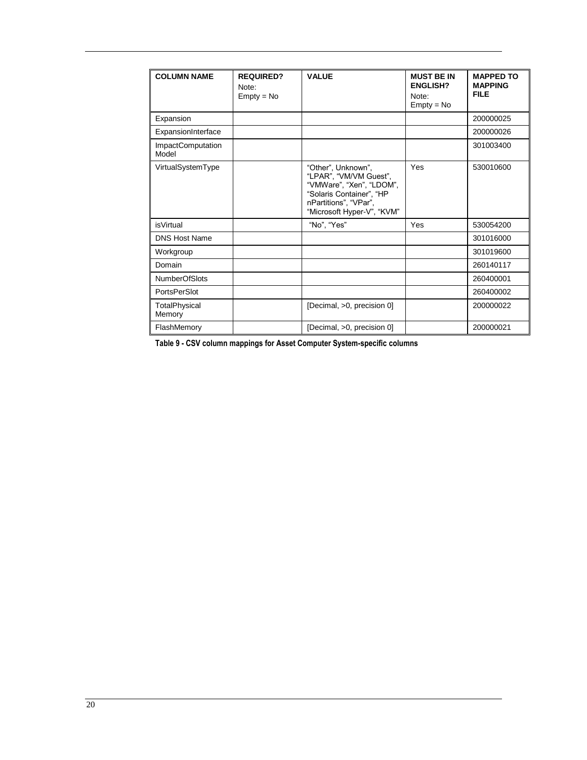| COLUMN NAME | REQUIRED? Note: Empty = No | VALUE | MUST BE IN ENGLISH? Note: Empty = No | MAPPED TO MAPPING FILE |
|---|---|---|---|---|
| Expansion | | | | 200000025 |
| ExpansionInterface | | | | 200000026 |
| ImpactComputation Model | | | | 301003400 |
| VirtualSystemType | | "Other", Unknown", "LPAR", "VM/VM Guest", "VMWare", "Xen", "LDOM", "Solaris Container", "HP nPartitions", "VPar", "Microsoft Hyper-V", "KVM" | Yes | 530010600 |
| isVirtual | | "No", "Yes" | Yes | 530054200 |
| DNS Host Name | | | | 301016000 |
| Workgroup | | | | 301019600 |
| Domain | | | | 260140117 |
| NumberOfSlots | | | | 260400001 |
| PortsPerSlot | | | | 260400002 |
| TotalPhysical Memory | | [Decimal, >0, precision 0] | | 200000022 |
| FlashMemory | | [Decimal, >0, precision 0] | | 200000021 |

**Table 9 - CSV column mappings for Asset Computer System-specific columns**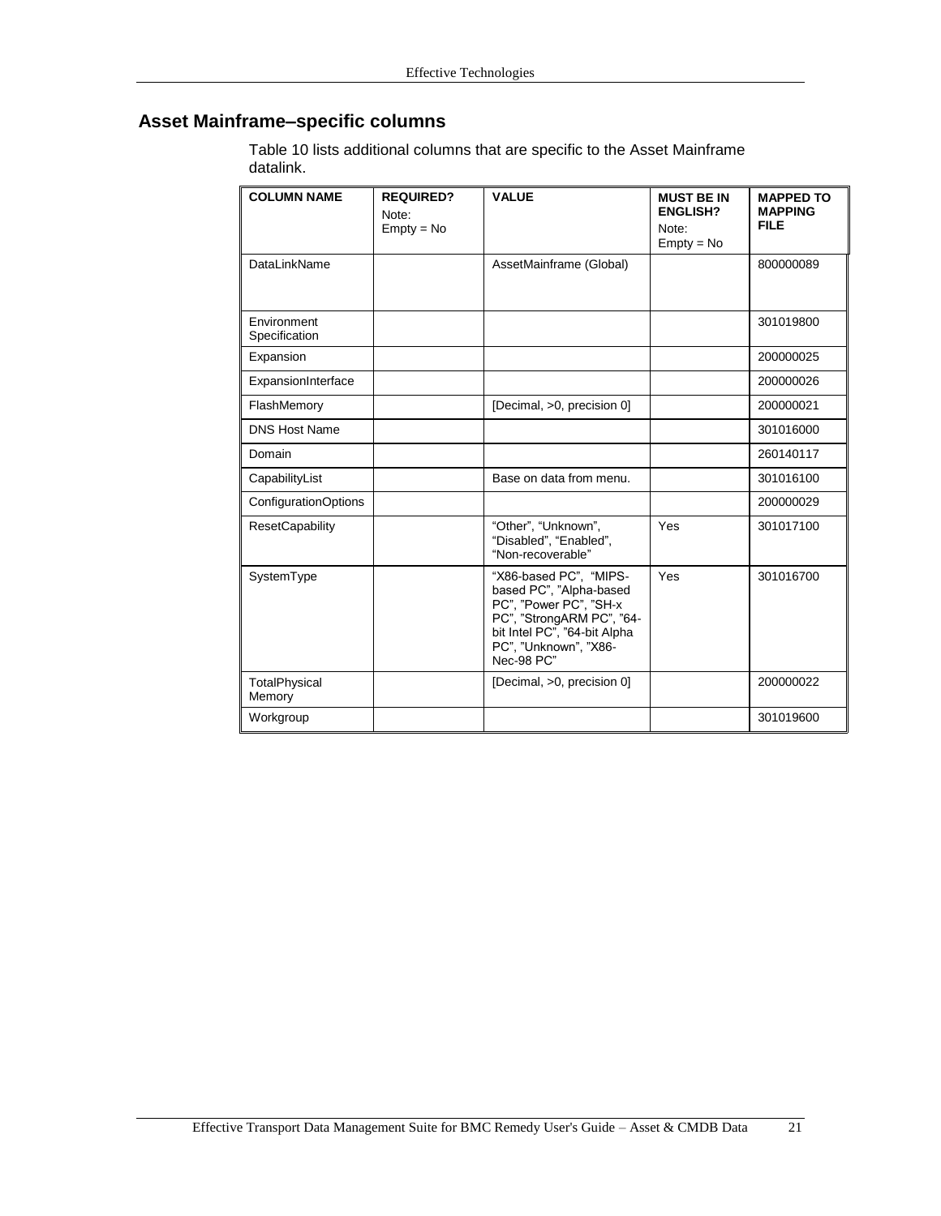## Asset Mainframe–specific columns

Table 10 lists additional columns that are specific to the Asset Mainframe datalink.

| COLUMN NAME | REQUIRED? Note: Empty = No | VALUE | MUST BE IN ENGLISH? Note: Empty = No | MAPPED TO MAPPING FILE |
|---|---|---|---|---|
| DataLinkName | | AssetMainframe (Global) | | 800000089 |
| Environment Specification | | | | 301019800 |
| Expansion | | | | 200000025 |
| ExpansionInterface | | | | 200000026 |
| FlashMemory | | [Decimal, >0, precision 0] | | 200000021 |
| DNS Host Name | | | | 301016000 |
| Domain | | | | 260140117 |
| CapabilityList | | Base on data from menu. | | 301016100 |
| ConfigurationOptions | | | | 200000029 |
| ResetCapability | | “Other”, “Unknown”, “Disabled”, “Enabled”, “Non-recoverable” | Yes | 301017100 |
| SystemType | | “X86-based PC”, “MIPS-based PC”, ”Alpha-based PC”, ”Power PC”, ”SH-x PC”, ”StrongARM PC”, ”64-bit Intel PC”, ”64-bit Alpha PC”, ”Unknown”, ”X86-Nec-98 PC” | Yes | 301016700 |
| TotalPhysical Memory | | [Decimal, >0, precision 0] | | 200000022 |
| Workgroup | | | | 301019600 |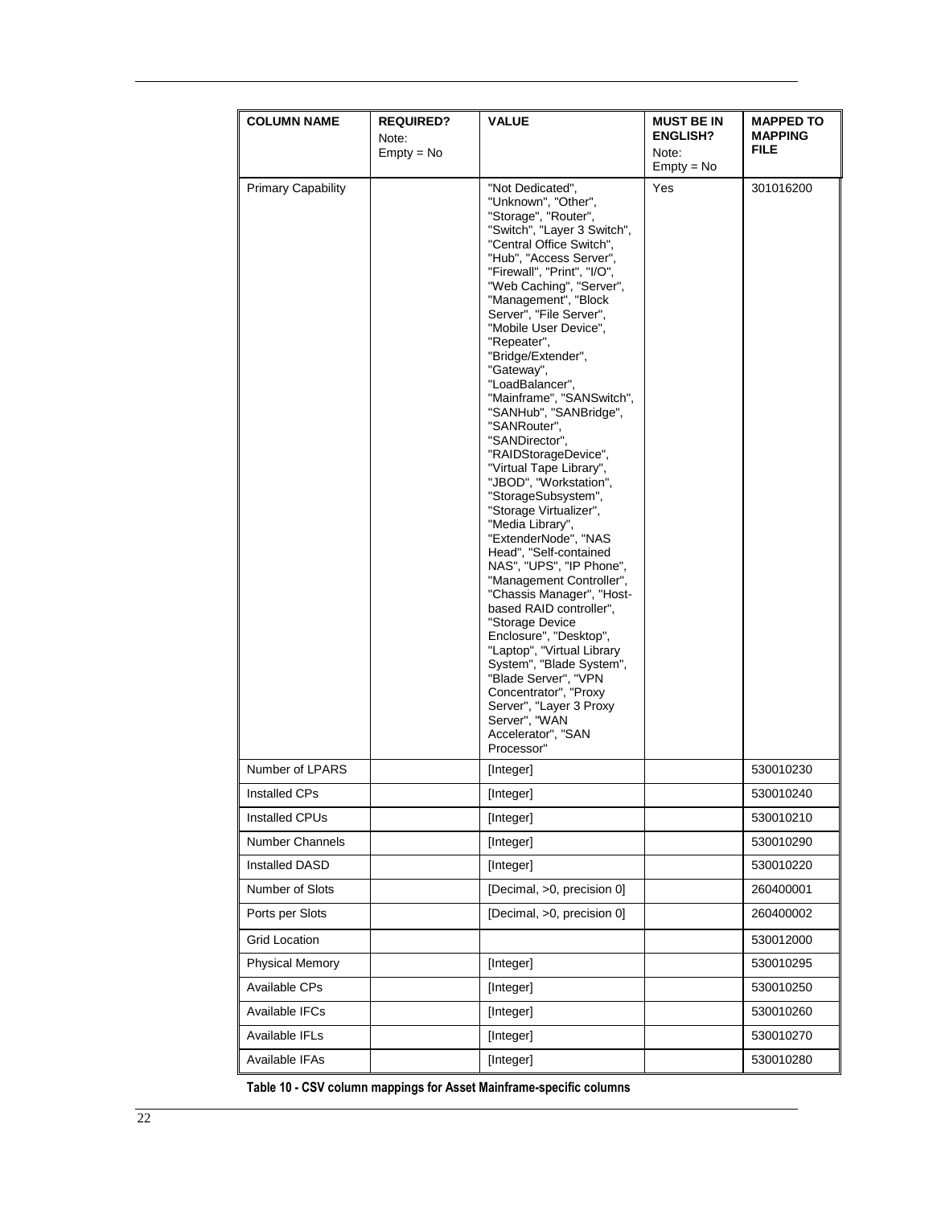| COLUMN NAME | REQUIRED? Note: Empty = No | VALUE | MUST BE IN ENGLISH? Note: Empty = No | MAPPED TO MAPPING FILE |
|---|---|---|---|---|
| Primary Capability | | "Not Dedicated", "Unknown", "Other", "Storage", "Router", "Switch", "Layer 3 Switch", "Central Office Switch", "Hub", "Access Server", "Firewall", "Print", "I/O", "Web Caching", "Server", "Management", "Block Server", "File Server", "Mobile User Device", "Repeater", "Bridge/Extender", "Gateway", "LoadBalancer", "Mainframe", "SANSwitch", "SANHub", "SANBridge", "SANRouter", "SANDirector", "RAIDStorageDevice", "Virtual Tape Library", "JBOD", "Workstation", "StorageSubsystem", "Storage Virtualizer", "Media Library", "ExtenderNode", "NAS Head", "Self-contained NAS", "UPS", "IP Phone", "Management Controller", "Chassis Manager", "Host-based RAID controller", "Storage Device Enclosure", "Desktop", "Laptop", "Virtual Library System", "Blade System", "Blade Server", "VPN Concentrator", "Proxy Server", "Layer 3 Proxy Server", "WAN Accelerator", "SAN Processor" | Yes | 301016200 |
| Number of LPARS | | [Integer] | | 530010230 |
| Installed CPs | | [Integer] | | 530010240 |
| Installed CPUs | | [Integer] | | 530010210 |
| Number Channels | | [Integer] | | 530010290 |
| Installed DASD | | [Integer] | | 530010220 |
| Number of Slots | | [Decimal, >0, precision 0] | | 260400001 |
| Ports per Slots | | [Decimal, >0, precision 0] | | 260400002 |
| Grid Location | | | | 530012000 |
| Physical Memory | | [Integer] | | 530010295 |
| Available CPs | | [Integer] | | 530010250 |
| Available IFCs | | [Integer] | | 530010260 |
| Available IFLs | | [Integer] | | 530010270 |
| Available IFAs | | [Integer] | | 530010280 |

**Table 10 - CSV column mappings for Asset Mainframe-specific columns**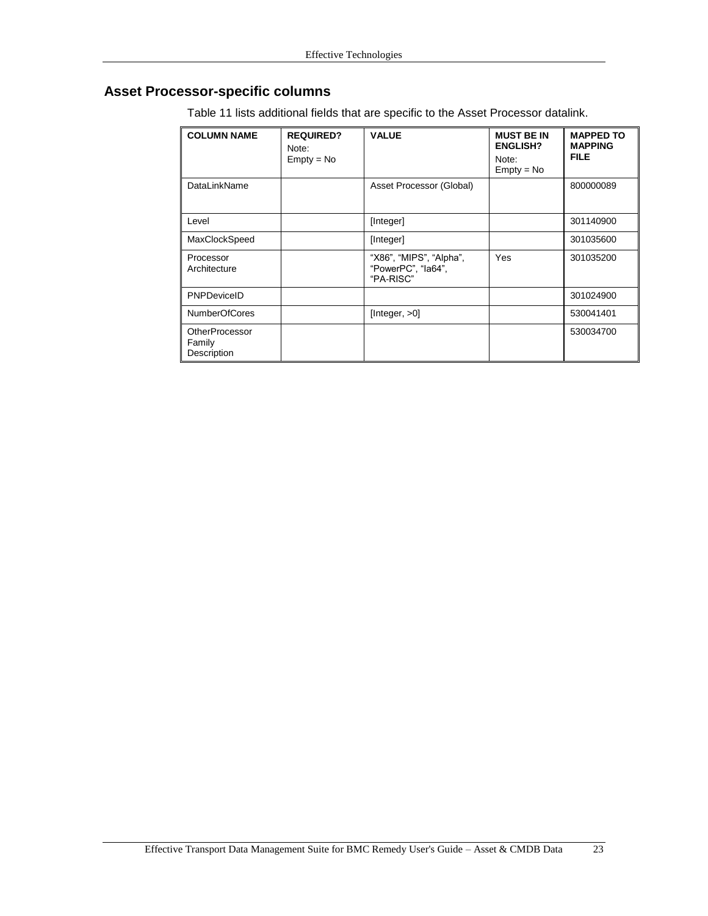## Asset Processor-specific columns

Table 11 lists additional fields that are specific to the Asset Processor datalink.

| COLUMN NAME | REQUIRED? Note: Empty = No | VALUE | MUST BE IN ENGLISH? Note: Empty = No | MAPPED TO MAPPING FILE |
|---|---|---|---|---|
| DataLinkName | | Asset Processor (Global) | | 800000089 |
| Level | | [Integer] | | 301140900 |
| MaxClockSpeed | | [Integer] | | 301035600 |
| Processor Architecture | | "X86", "MIPS", "Alpha", "PowerPC", "Ia64", "PA-RISC" | Yes | 301035200 |
| PNPDeviceID | | | | 301024900 |
| NumberOfCores | | [Integer, >0] | | 530041401 |
| OtherProcessor Family Description | | | | 530034700 |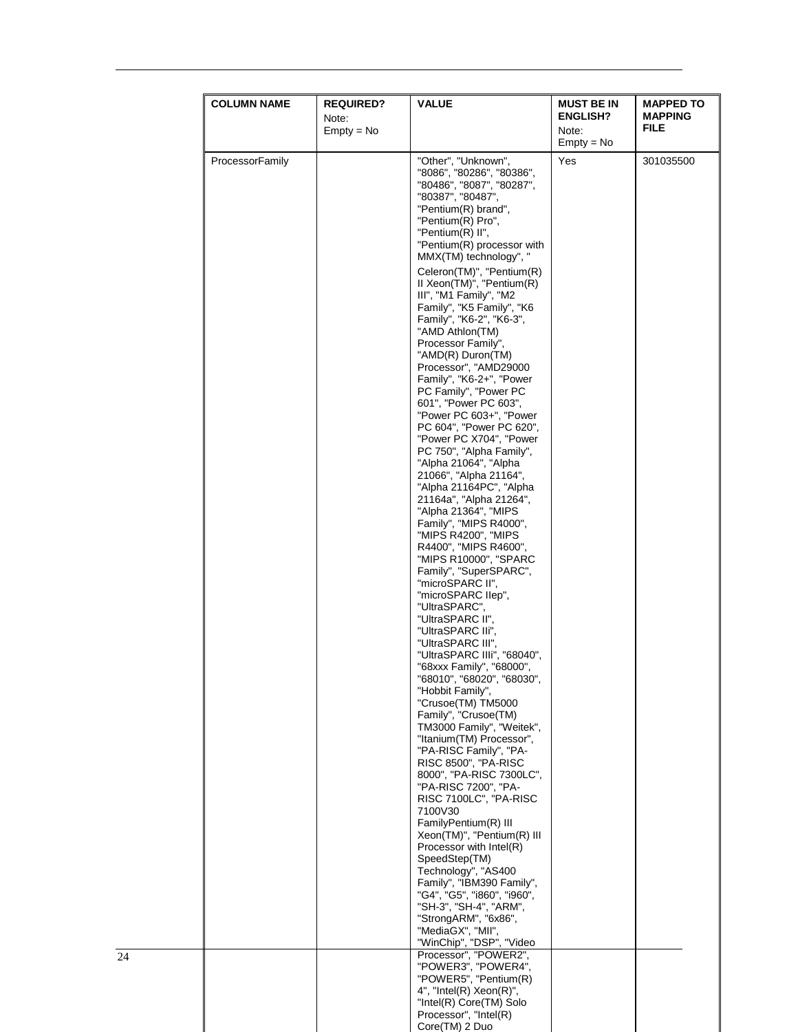| COLUMN NAME | REQUIRED? Note: Empty = No | VALUE | MUST BE IN ENGLISH? Note: Empty = No | MAPPED TO MAPPING FILE |
|---|---|---|---|---|
| ProcessorFamily | | "Other", "Unknown", "8086", "80286", "80386", "80486", "8087", "80287", "80387", "80487", "Pentium(R) brand", "Pentium(R) Pro", "Pentium(R) II", "Pentium(R) processor with MMX(TM) technology", " Celeron(TM)", "Pentium(R) II Xeon(TM)", "Pentium(R) III", "M1 Family", "M2 Family", "K5 Family", "K6 Family", "K6-2", "K6-3", "AMD Athlon(TM) Processor Family", "AMD(R) Duron(TM) Processor", "AMD29000 Family", "K6-2+", "Power PC Family", "Power PC 601", "Power PC 603", "Power PC 603+", "Power PC 604", "Power PC 620", "Power PC X704", "Power PC 750", "Alpha Family", "Alpha 21064", "Alpha 21066", "Alpha 21164", "Alpha 21164PC", "Alpha 21164a", "Alpha 21264", "Alpha 21364", "MIPS Family", "MIPS R4000", "MIPS R4200", "MIPS R4400", "MIPS R4600", "MIPS R10000", "SPARC Family", "SuperSPARC", "microSPARC II", "microSPARC IIep", "UltraSPARC", "UltraSPARC II", "UltraSPARC IIi", "UltraSPARC III", "UltraSPARC IIIi", "68040", "68xxx Family", "68000", "68010", "68020", "68030", "Hobbit Family", "Crusoe(TM) TM5000 Family", "Crusoe(TM) TM3000 Family", "Weitek", "Itanium(TM) Processor", "PA-RISC Family", "PA-RISC 8500", "PA-RISC 8000", "PA-RISC 7300LC", "PA-RISC 7200", "PA-RISC 7100LC", "PA-RISC 7100V30 FamilyPentium(R) III Xeon(TM)", "Pentium(R) III Processor with Intel(R) SpeedStep(TM) Technology", "AS400 Family", "IBM390 Family", "G4", "G5", "i860", "i960", "SH-3", "SH-4", "ARM", "StrongARM", "6x86", "MediaGX", "MII", "WinChip", "DSP", "Video Processor", "POWER2", "POWER3", "POWER4", "POWER5", "Pentium(R) 4", "Intel(R) Xeon(R)", "Intel(R) Core(TM) Solo Processor", "Intel(R) Core(TM) 2 Duo | Yes | 301035500 |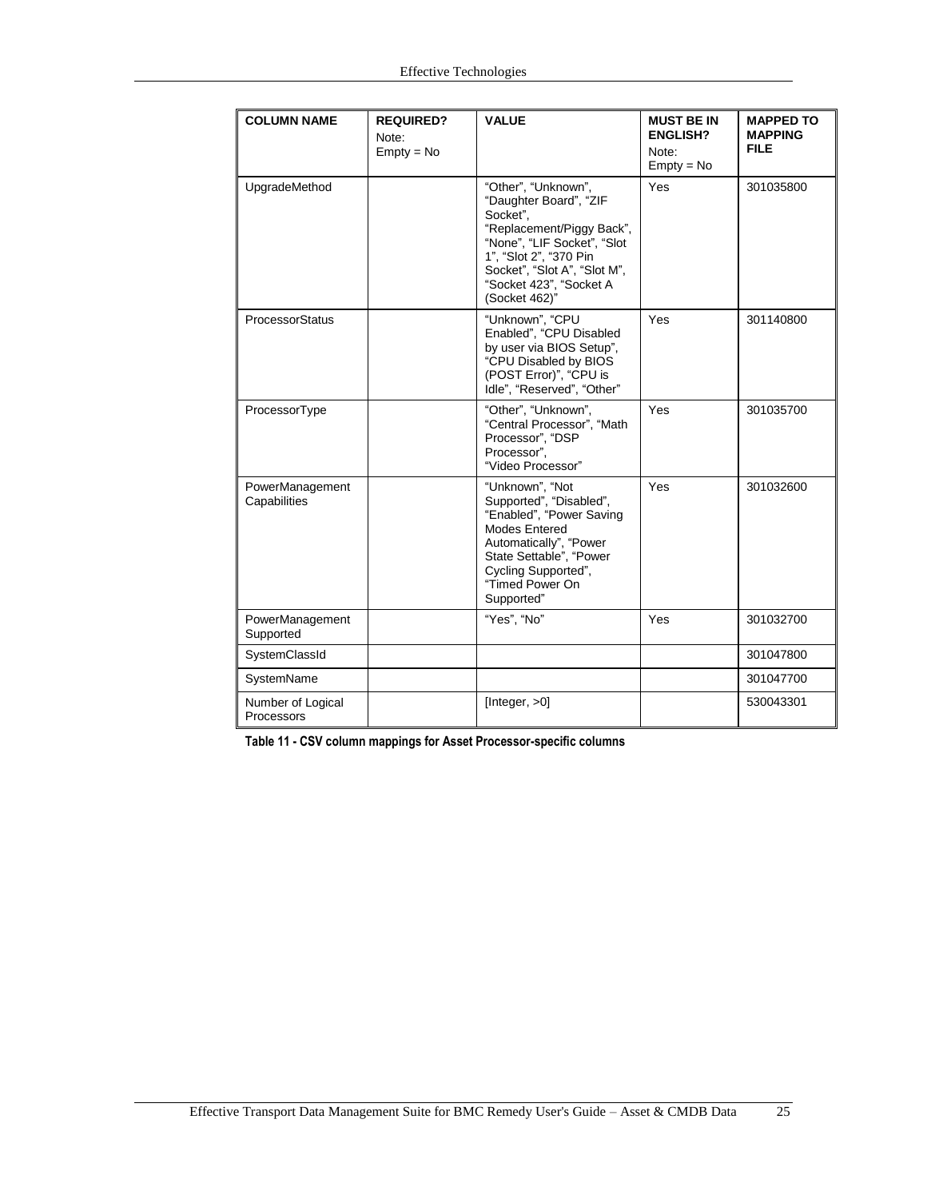| COLUMN NAME | REQUIRED? Note: Empty = No | VALUE | MUST BE IN ENGLISH? Note: Empty = No | MAPPED TO MAPPING FILE |
|---|---|---|---|---|
| UpgradeMethod | | "Other", "Unknown", "Daughter Board", "ZIF Socket", "Replacement/Piggy Back", "None", "LIF Socket", "Slot 1", "Slot 2", "370 Pin Socket", "Slot A", "Slot M", "Socket 423", "Socket A (Socket 462)" | Yes | 301035800 |
| ProcessorStatus | | "Unknown", "CPU Enabled", "CPU Disabled by user via BIOS Setup", "CPU Disabled by BIOS (POST Error)", "CPU is Idle", "Reserved", "Other" | Yes | 301140800 |
| ProcessorType | | "Other", "Unknown", "Central Processor", "Math Processor", "DSP Processor", "Video Processor" | Yes | 301035700 |
| PowerManagement Capabilities | | "Unknown", "Not Supported", "Disabled", "Enabled", "Power Saving Modes Entered Automatically", "Power State Settable", "Power Cycling Supported", "Timed Power On Supported" | Yes | 301032600 |
| PowerManagement Supported | | "Yes", "No" | Yes | 301032700 |
| SystemClassId | | | | 301047800 |
| SystemName | | | | 301047700 |
| Number of Logical Processors | | [Integer, >0] | | 530043301 |

**Table 11 - CSV column mappings for Asset Processor-specific columns**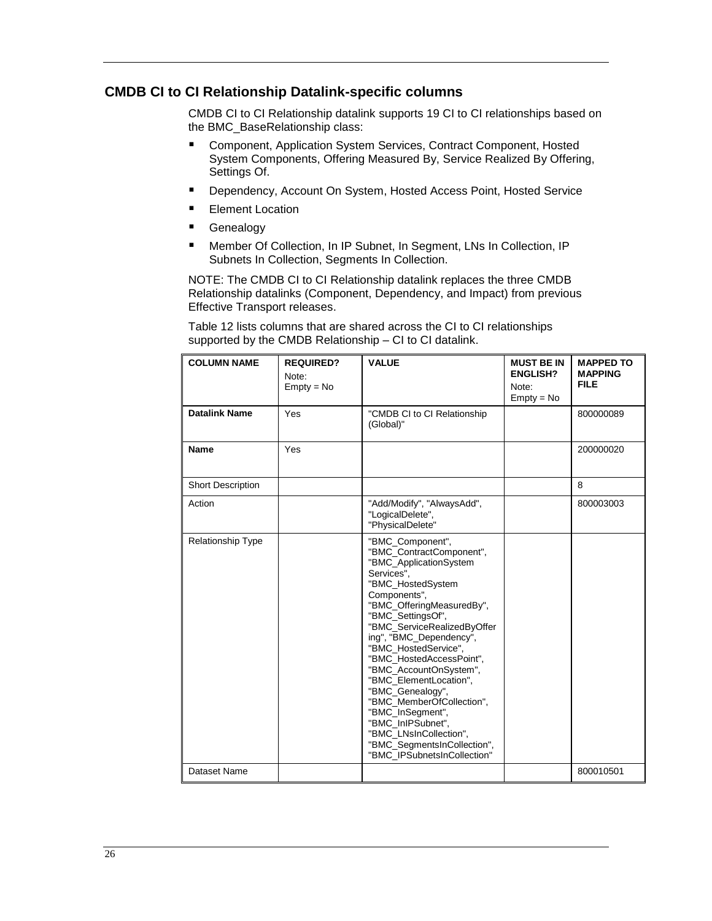## CMDB CI to CI Relationship Datalink-specific columns

CMDB CI to CI Relationship datalink supports 19 CI to CI relationships based on the BMC_BaseRelationship class:

- Component, Application System Services, Contract Component, Hosted System Components, Offering Measured By, Service Realized By Offering, Settings Of.
- Dependency, Account On System, Hosted Access Point, Hosted Service
- Element Location
- Genealogy
- Member Of Collection, In IP Subnet, In Segment, LNs In Collection, IP Subnets In Collection, Segments In Collection.

NOTE: The CMDB CI to CI Relationship datalink replaces the three CMDB Relationship datalinks (Component, Dependency, and Impact) from previous Effective Transport releases.

Table 12 lists columns that are shared across the CI to CI relationships supported by the CMDB Relationship – CI to CI datalink.

| **COLUMN NAME** | **REQUIRED?** Note: Empty = No | **VALUE** | **MUST BE IN ENGLISH?** Note: Empty = No | **MAPPED TO MAPPING FILE** |
|---|---|---|---|---|
| **Datalink Name** | Yes | "CMDB CI to CI Relationship (Global)" | | 800000089 |
| **Name** | Yes | | | 200000020 |
| Short Description | | | | 8 |
| Action | | "Add/Modify", "AlwaysAdd", "LogicalDelete", "PhysicalDelete" | | 800003003 |
| Relationship Type | | "BMC_Component", "BMC_ContractComponent", "BMC_ApplicationSystem Services", "BMC_HostedSystem Components", "BMC_OfferingMeasuredBy", "BMC_SettingsOf", "BMC_ServiceRealizedByOffering", "BMC_Dependency", "BMC_HostedService", "BMC_HostedAccessPoint", "BMC_AccountOnSystem", "BMC_ElementLocation", "BMC_Genealogy", "BMC_MemberOfCollection", "BMC_InSegment", "BMC_InIPSubnet", "BMC_LNsInCollection", "BMC_SegmentsInCollection", "BMC_IPSubnetsInCollection" | | |
| Dataset Name | | | | 800010501 |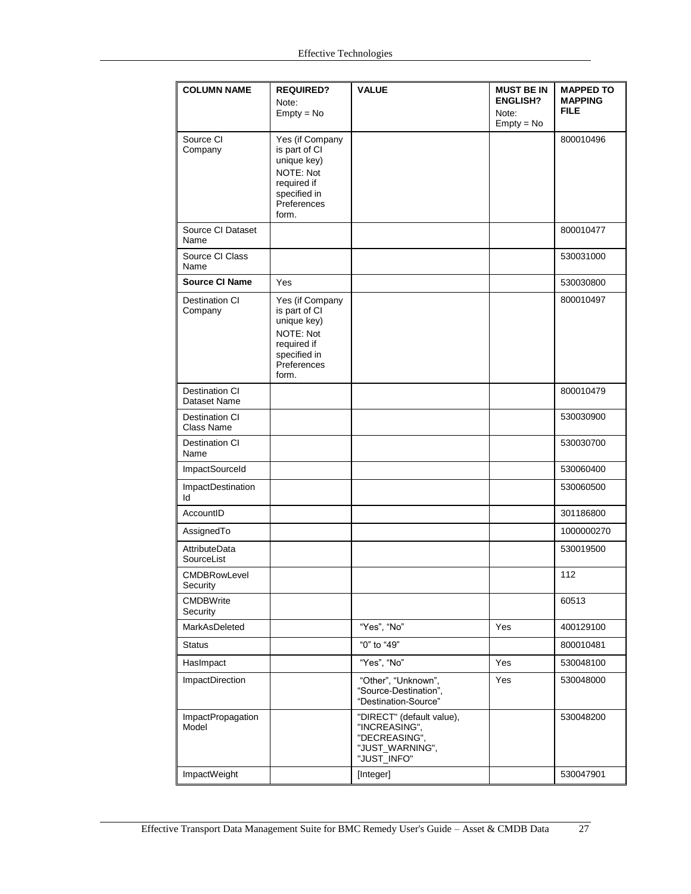| COLUMN NAME | REQUIRED? Note: Empty = No | VALUE | MUST BE IN ENGLISH? Note: Empty = No | MAPPED TO MAPPING FILE |
|---|---|---|---|---|
| Source CI Company | Yes (if Company is part of CI unique key) NOTE: Not required if specified in Preferences form. | | | 800010496 |
| Source CI Dataset Name | | | | 800010477 |
| Source CI Class Name | | | | 530031000 |
| **Source CI Name** | Yes | | | 530030800 |
| Destination CI Company | Yes (if Company is part of CI unique key) NOTE: Not required if specified in Preferences form. | | | 800010497 |
| Destination CI Dataset Name | | | | 800010479 |
| Destination CI Class Name | | | | 530030900 |
| Destination CI Name | | | | 530030700 |
| ImpactSourceId | | | | 530060400 |
| ImpactDestination Id | | | | 530060500 |
| AccountID | | | | 301186800 |
| AssignedTo | | | | 1000000270 |
| AttributeData SourceList | | | | 530019500 |
| CMDBRowLevel Security | | | | 112 |
| CMDBWrite Security | | | | 60513 |
| MarkAsDeleted | | "Yes", "No" | Yes | 400129100 |
| Status | | "0" to "49" | | 800010481 |
| HasImpact | | "Yes", "No" | Yes | 530048100 |
| ImpactDirection | | "Other", "Unknown", "Source-Destination", "Destination-Source" | Yes | 530048000 |
| ImpactPropagation Model | | "DIRECT" (default value), "INCREASING", "DECREASING", "JUST_WARNING", "JUST_INFO" | | 530048200 |
| ImpactWeight | | [Integer] | | 530047901 |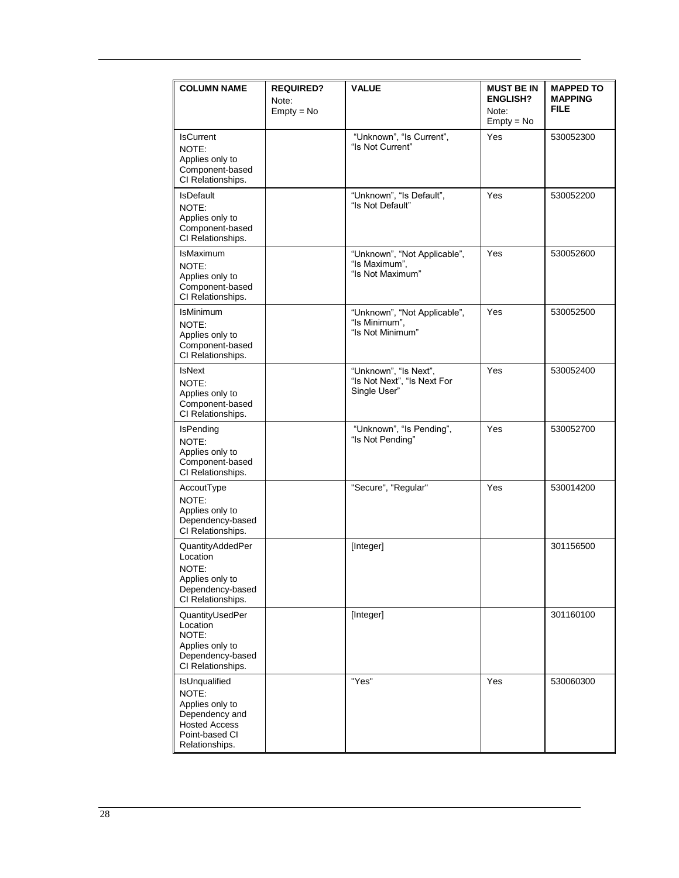| COLUMN NAME | REQUIRED? Note: Empty = No | VALUE | MUST BE IN ENGLISH? Note: Empty = No | MAPPED TO MAPPING FILE |
| --- | --- | --- | --- | --- |
| IsCurrent NOTE: Applies only to Component-based CI Relationships. | | "Unknown", "Is Current", "Is Not Current" | Yes | 530052300 |
| IsDefault NOTE: Applies only to Component-based CI Relationships. | | "Unknown", "Is Default", "Is Not Default" | Yes | 530052200 |
| IsMaximum NOTE: Applies only to Component-based CI Relationships. | | "Unknown", "Not Applicable", "Is Maximum", "Is Not Maximum" | Yes | 530052600 |
| IsMinimum NOTE: Applies only to Component-based CI Relationships. | | "Unknown", "Not Applicable", "Is Minimum", "Is Not Minimum" | Yes | 530052500 |
| IsNext NOTE: Applies only to Component-based CI Relationships. | | "Unknown", "Is Next", "Is Not Next", "Is Next For Single User" | Yes | 530052400 |
| IsPending NOTE: Applies only to Component-based CI Relationships. | | "Unknown", "Is Pending", "Is Not Pending" | Yes | 530052700 |
| AccoutType NOTE: Applies only to Dependency-based CI Relationships. | | "Secure", "Regular" | Yes | 530014200 |
| QuantityAddedPer Location NOTE: Applies only to Dependency-based CI Relationships. | | [Integer] | | 301156500 |
| QuantityUsedPer Location NOTE: Applies only to Dependency-based CI Relationships. | | [Integer] | | 301160100 |
| IsUnqualified NOTE: Applies only to Dependency and Hosted Access Point-based CI Relationships. | | "Yes" | Yes | 530060300 |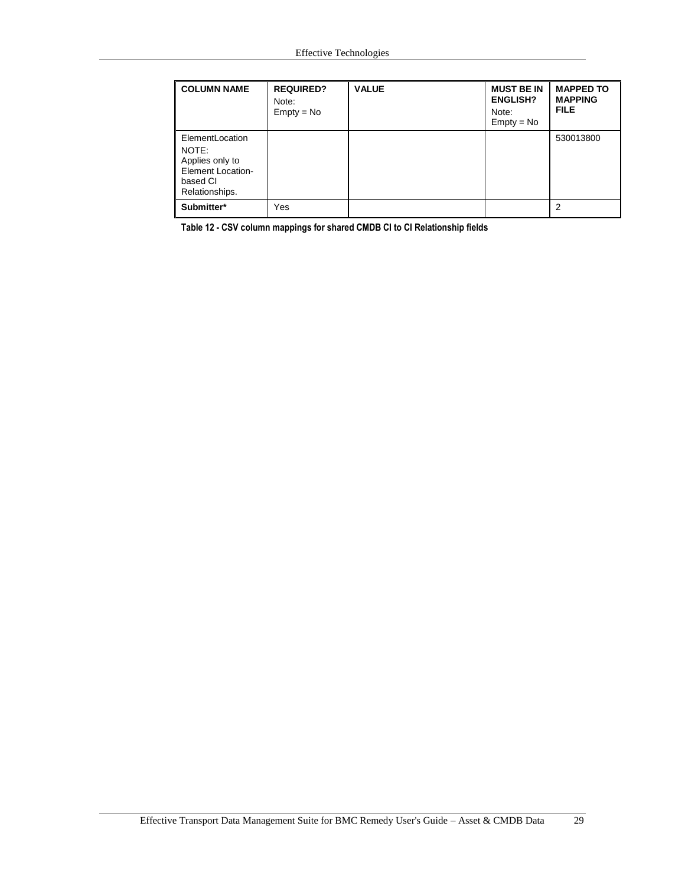| COLUMN NAME | REQUIRED? Note: Empty = No | VALUE | MUST BE IN ENGLISH? Note: Empty = No | MAPPED TO MAPPING FILE |
|---|---|---|---|---|
| ElementLocation NOTE: Applies only to Element Location-based CI Relationships. | | | | 530013800 |
| **Submitter*** | Yes | | | 2 |

**Table 12 - CSV column mappings for shared CMDB CI to CI Relationship fields**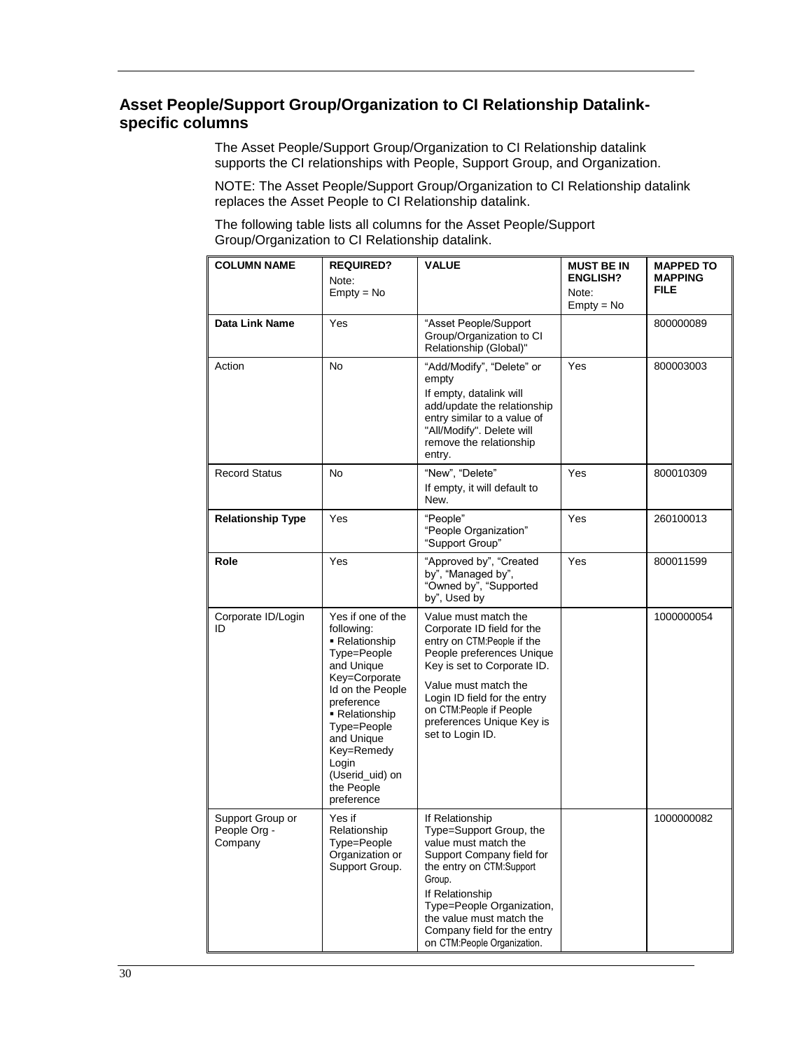## Asset People/Support Group/Organization to CI Relationship Datalink-specific columns

The Asset People/Support Group/Organization to CI Relationship datalink supports the CI relationships with People, Support Group, and Organization.

NOTE: The Asset People/Support Group/Organization to CI Relationship datalink replaces the Asset People to CI Relationship datalink.

The following table lists all columns for the Asset People/Support Group/Organization to CI Relationship datalink.

| COLUMN NAME | REQUIRED? Note: Empty = No | VALUE | MUST BE IN ENGLISH? Note: Empty = No | MAPPED TO MAPPING FILE |
|---|---|---|---|---|
| **Data Link Name** | Yes | "Asset People/Support Group/Organization to CI Relationship (Global)" | | 800000089 |
| Action | No | "Add/Modify", "Delete" or empty<br>If empty, datalink will add/update the relationship entry similar to a value of "All/Modify". Delete will remove the relationship entry. | Yes | 800003003 |
| Record Status | No | "New", "Delete"<br>If empty, it will default to New. | Yes | 800010309 |
| **Relationship Type** | Yes | "People"<br>"People Organization"<br>"Support Group" | Yes | 260100013 |
| **Role** | Yes | "Approved by", "Created by", "Managed by", "Owned by", "Supported by", Used by | Yes | 800011599 |
| Corporate ID/Login ID | Yes if one of the following:<br>▪ Relationship Type=People and Unique Key=Corporate Id on the People preference<br>▪ Relationship Type=People and Unique Key=Remedy Login (Userid_uid) on the People preference | Value must match the Corporate ID field for the entry on CTM:People if the People preferences Unique Key is set to Corporate ID.<br>Value must match the Login ID field for the entry on CTM:People if People preferences Unique Key is set to Login ID. | | 1000000054 |
| Support Group or People Org - Company | Yes if Relationship Type=People Organization or Support Group. | If Relationship Type=Support Group, the value must match the Support Company field for the entry on CTM:Support Group.<br>If Relationship Type=People Organization, the value must match the Company field for the entry on CTM:People Organization. | | 1000000082 |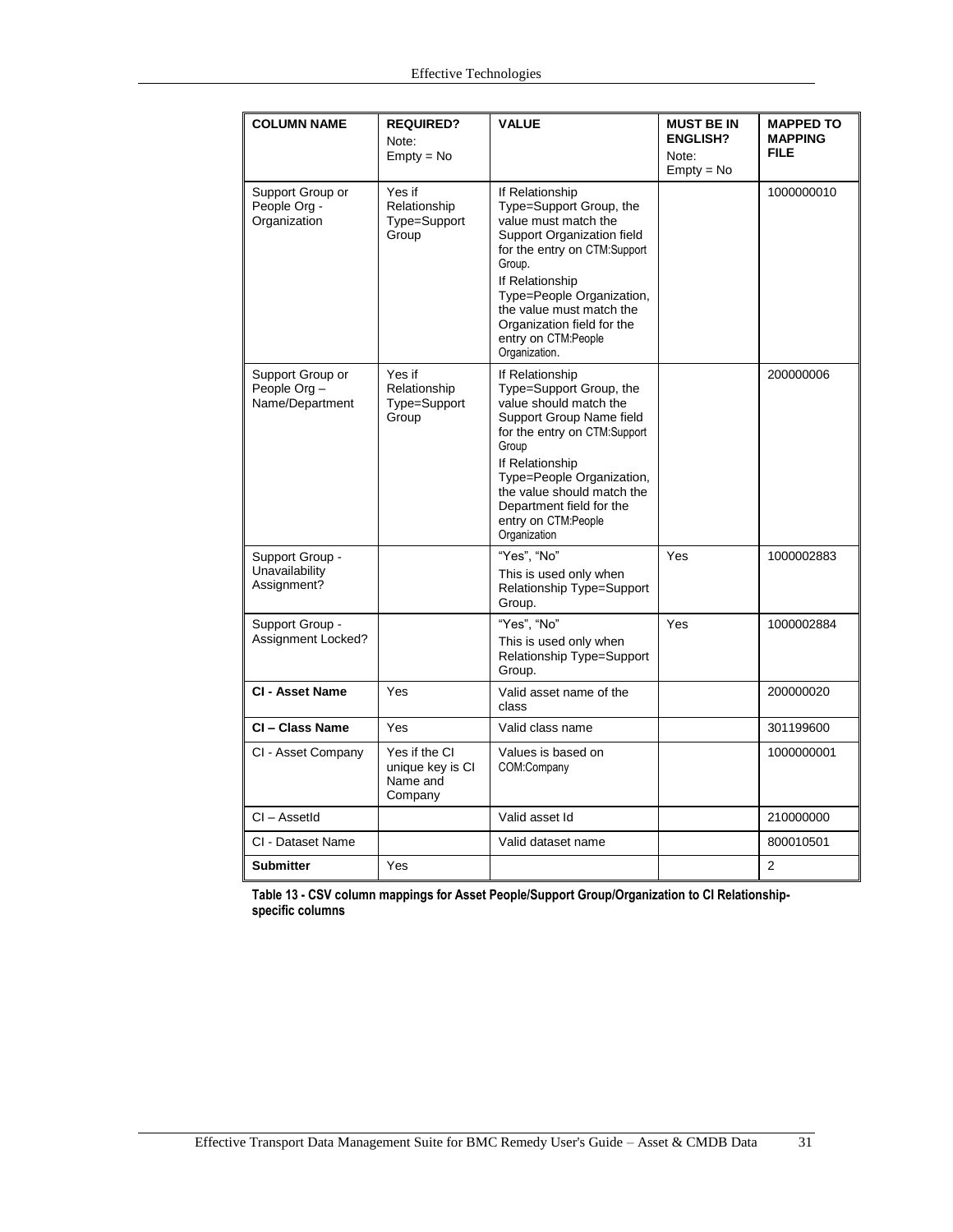| COLUMN NAME | REQUIRED? Note: Empty = No | VALUE | MUST BE IN ENGLISH? Note: Empty = No | MAPPED TO MAPPING FILE |
|---|---|---|---|---|
| Support Group or People Org - Organization | Yes if Relationship Type=Support Group | If Relationship Type=Support Group, the value must match the Support Organization field for the entry on CTM:Support Group. If Relationship Type=People Organization, the value must match the Organization field for the entry on CTM:People Organization. | | 1000000010 |
| Support Group or People Org – Name/Department | Yes if Relationship Type=Support Group | If Relationship Type=Support Group, the value should match the Support Group Name field for the entry on CTM:Support Group If Relationship Type=People Organization, the value should match the Department field for the entry on CTM:People Organization | | 200000006 |
| Support Group - Unavailability Assignment? | | "Yes", "No" This is used only when Relationship Type=Support Group. | Yes | 1000002883 |
| Support Group - Assignment Locked? | | "Yes", "No" This is used only when Relationship Type=Support Group. | Yes | 1000002884 |
| **CI - Asset Name** | Yes | Valid asset name of the class | | 200000020 |
| **CI – Class Name** | Yes | Valid class name | | 301199600 |
| CI - Asset Company | Yes if the CI unique key is CI Name and Company | Values is based on COM:Company | | 1000000001 |
| CI – AssetId | | Valid asset Id | | 210000000 |
| CI - Dataset Name | | Valid dataset name | | 800010501 |
| **Submitter** | Yes | | | 2 |

**Table 13 - CSV column mappings for Asset People/Support Group/Organization to CI Relationship-specific columns**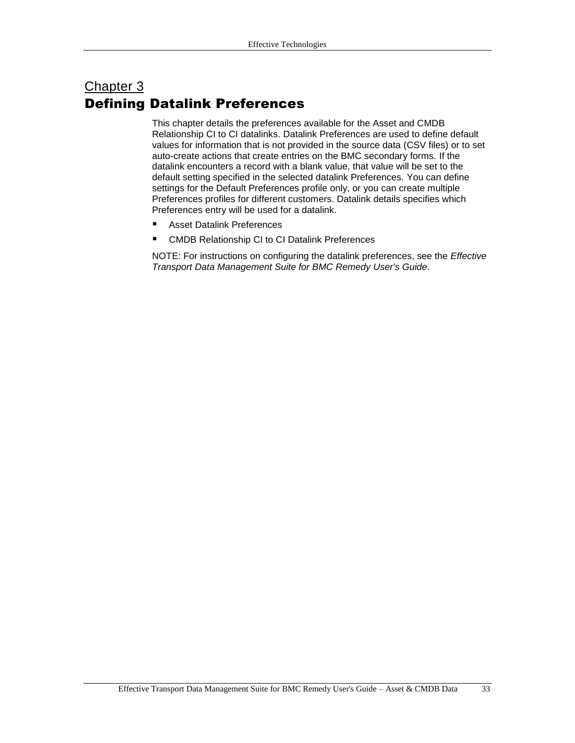# Chapter 3
# Defining Datalink Preferences

This chapter details the preferences available for the Asset and CMDB Relationship CI to CI datalinks. Datalink Preferences are used to define default values for information that is not provided in the source data (CSV files) or to set auto-create actions that create entries on the BMC secondary forms. If the datalink encounters a record with a blank value, that value will be set to the default setting specified in the selected datalink Preferences. You can define settings for the Default Preferences profile only, or you can create multiple Preferences profiles for different customers. Datalink details specifies which Preferences entry will be used for a datalink.

- Asset Datalink Preferences
- CMDB Relationship CI to CI Datalink Preferences

NOTE: For instructions on configuring the datalink preferences, see the *Effective Transport Data Management Suite for BMC Remedy User's Guide*.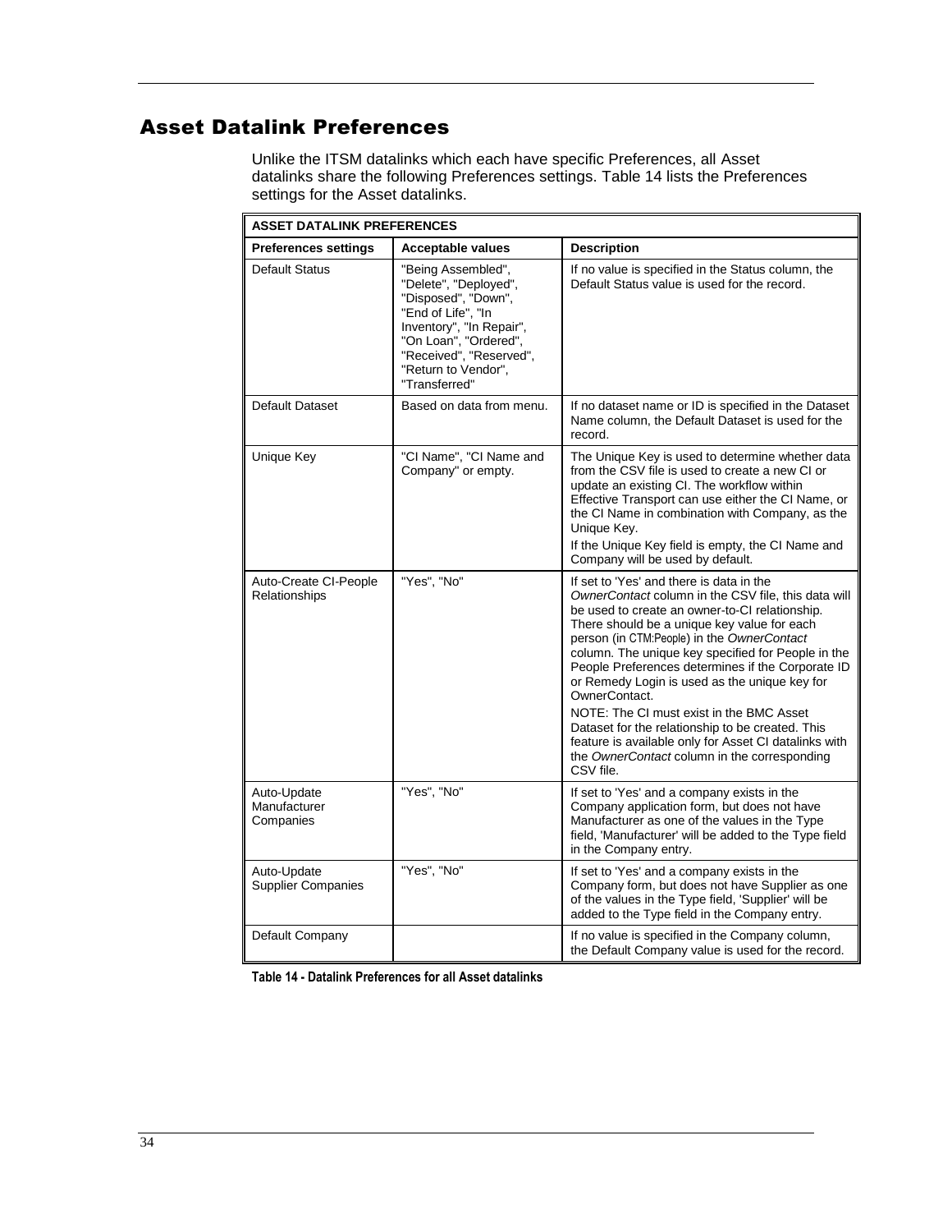## Asset Datalink Preferences

Unlike the ITSM datalinks which each have specific Preferences, all Asset datalinks share the following Preferences settings. Table 14 lists the Preferences settings for the Asset datalinks.

| ASSET DATALINK PREFERENCES | | |
|---|---|---|
| **Preferences settings** | **Acceptable values** | **Description** |
| Default Status | "Being Assembled", "Delete", "Deployed", "Disposed", "Down", "End of Life", "In Inventory", "In Repair", "On Loan", "Ordered", "Received", "Reserved", "Return to Vendor", "Transferred" | If no value is specified in the Status column, the Default Status value is used for the record. |
| Default Dataset | Based on data from menu. | If no dataset name or ID is specified in the Dataset Name column, the Default Dataset is used for the record. |
| Unique Key | "CI Name", "CI Name and Company" or empty. | The Unique Key is used to determine whether data from the CSV file is used to create a new CI or update an existing CI. The workflow within Effective Transport can use either the CI Name, or the CI Name in combination with Company, as the Unique Key.<br>If the Unique Key field is empty, the CI Name and Company will be used by default. |
| Auto-Create CI-People Relationships | "Yes", "No" | If set to 'Yes' and there is data in the *OwnerContact* column in the CSV file, this data will be used to create an owner-to-CI relationship. There should be a unique key value for each person (in CTM:People) in the *OwnerContact* column. The unique key specified for People in the People Preferences determines if the Corporate ID or Remedy Login is used as the unique key for OwnerContact.<br>NOTE: The CI must exist in the BMC Asset Dataset for the relationship to be created. This feature is available only for Asset CI datalinks with the *OwnerContact* column in the corresponding CSV file. |
| Auto-Update Manufacturer Companies | "Yes", "No" | If set to 'Yes' and a company exists in the Company application form, but does not have Manufacturer as one of the values in the Type field, 'Manufacturer' will be added to the Type field in the Company entry. |
| Auto-Update Supplier Companies | "Yes", "No" | If set to 'Yes' and a company exists in the Company form, but does not have Supplier as one of the values in the Type field, 'Supplier' will be added to the Type field in the Company entry. |
| Default Company | | If no value is specified in the Company column, the Default Company value is used for the record. |

**Table 14 - Datalink Preferences for all Asset datalinks**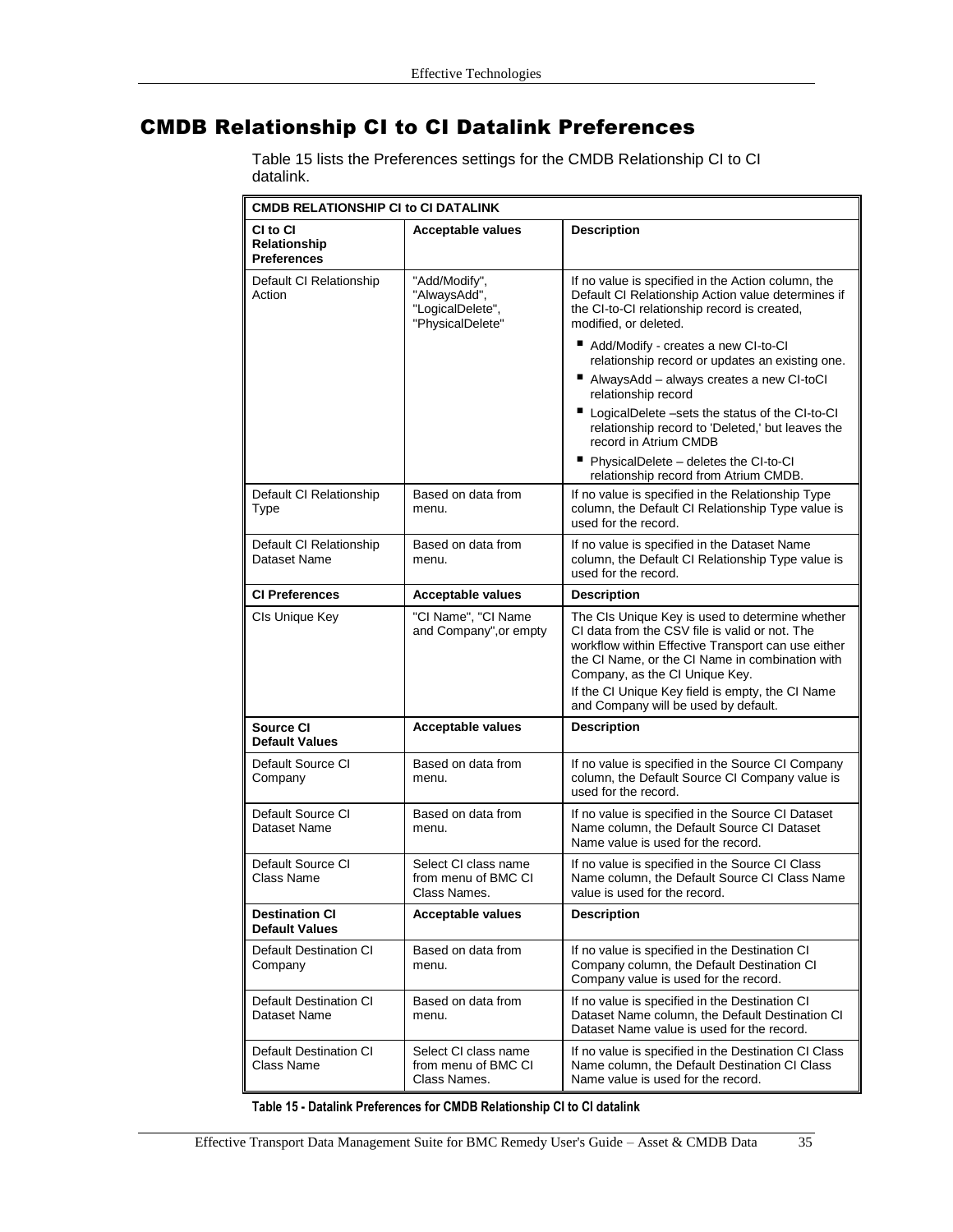# CMDB Relationship CI to CI Datalink Preferences

Table 15 lists the Preferences settings for the CMDB Relationship CI to CI datalink.

| CMDB RELATIONSHIP CI to CI DATALINK | | |
|---|---|---|
| **CI to CI Relationship Preferences** | **Acceptable values** | **Description** |
| Default CI Relationship Action | "Add/Modify", "AlwaysAdd", "LogicalDelete", "PhysicalDelete" | If no value is specified in the Action column, the Default CI Relationship Action value determines if the CI-to-CI relationship record is created, modified, or deleted.<br>▪ Add/Modify - creates a new CI-to-CI relationship record or updates an existing one.<br>▪ AlwaysAdd – always creates a new CI-toCI relationship record<br>▪ LogicalDelete –sets the status of the CI-to-CI relationship record to 'Deleted,' but leaves the record in Atrium CMDB<br>▪ PhysicalDelete – deletes the CI-to-CI relationship record from Atrium CMDB. |
| Default CI Relationship Type | Based on data from menu. | If no value is specified in the Relationship Type column, the Default CI Relationship Type value is used for the record. |
| Default CI Relationship Dataset Name | Based on data from menu. | If no value is specified in the Dataset Name column, the Default CI Relationship Type value is used for the record. |
| **CI Preferences** | **Acceptable values** | **Description** |
| CIs Unique Key | "CI Name", "CI Name and Company",or empty | The CIs Unique Key is used to determine whether CI data from the CSV file is valid or not. The workflow within Effective Transport can use either the CI Name, or the CI Name in combination with Company, as the CI Unique Key.<br>If the CI Unique Key field is empty, the CI Name and Company will be used by default. |
| **Source CI Default Values** | **Acceptable values** | **Description** |
| Default Source CI Company | Based on data from menu. | If no value is specified in the Source CI Company column, the Default Source CI Company value is used for the record. |
| Default Source CI Dataset Name | Based on data from menu. | If no value is specified in the Source CI Dataset Name column, the Default Source CI Dataset Name value is used for the record. |
| Default Source CI Class Name | Select CI class name from menu of BMC CI Class Names. | If no value is specified in the Source CI Class Name column, the Default Source CI Class Name value is used for the record. |
| **Destination CI Default Values** | **Acceptable values** | **Description** |
| Default Destination CI Company | Based on data from menu. | If no value is specified in the Destination CI Company column, the Default Destination CI Company value is used for the record. |
| Default Destination CI Dataset Name | Based on data from menu. | If no value is specified in the Destination CI Dataset Name column, the Default Destination CI Dataset Name value is used for the record. |
| Default Destination CI Class Name | Select CI class name from menu of BMC CI Class Names. | If no value is specified in the Destination CI Class Name column, the Default Destination CI Class Name value is used for the record. |

**Table 15 - Datalink Preferences for CMDB Relationship CI to CI datalink**